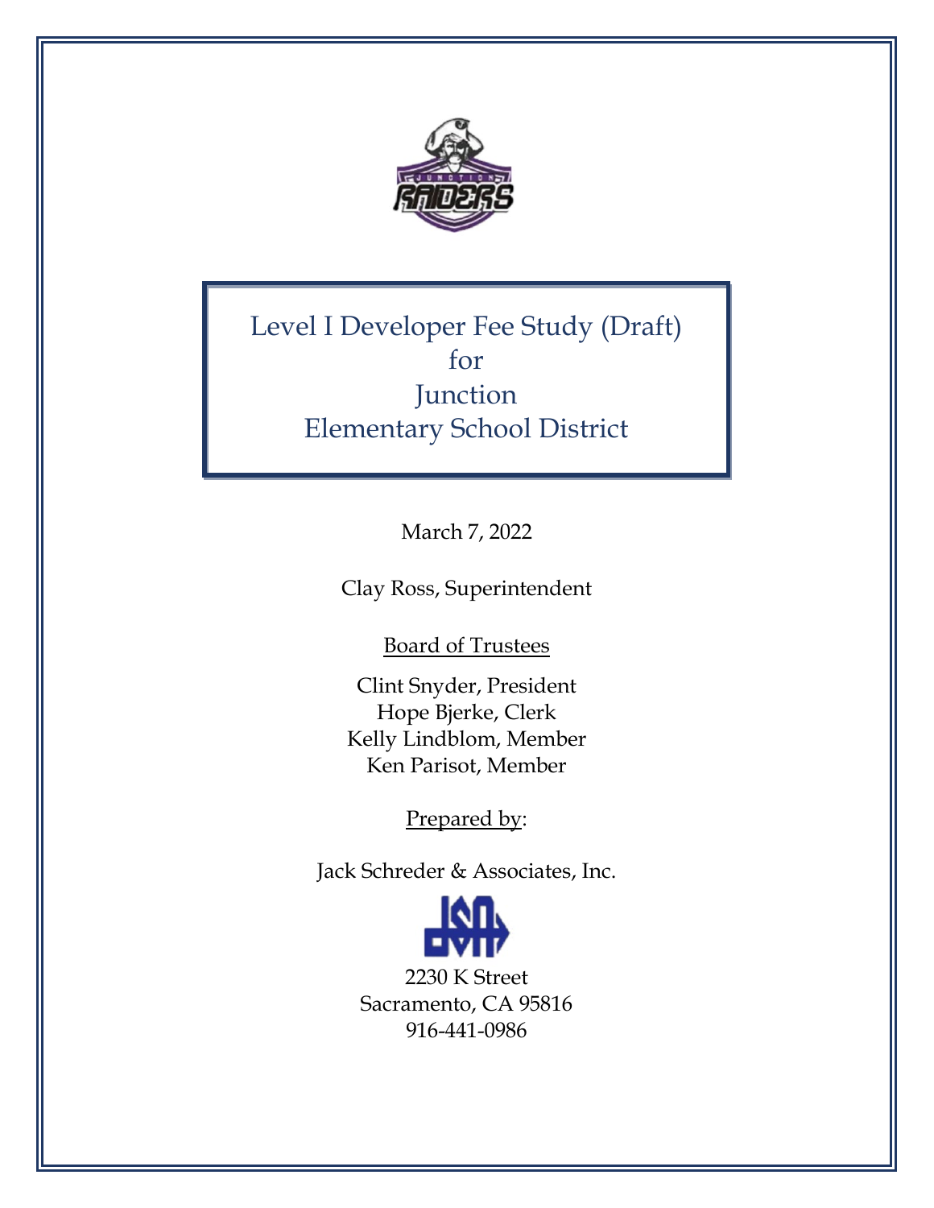# Level I Developer Fee Study (Draft)
## for
## Junction
## Elementary School District

March 7, 2022

Clay Ross, Superintendent

Board of Trustees

Clint Snyder, President
Hope Bjerke, Clerk
Kelly Lindblom, Member
Ken Parisot, Member

Prepared by:

Jack Schreder & Associates, Inc.

2230 K Street
Sacramento, CA 95816
916-441-0986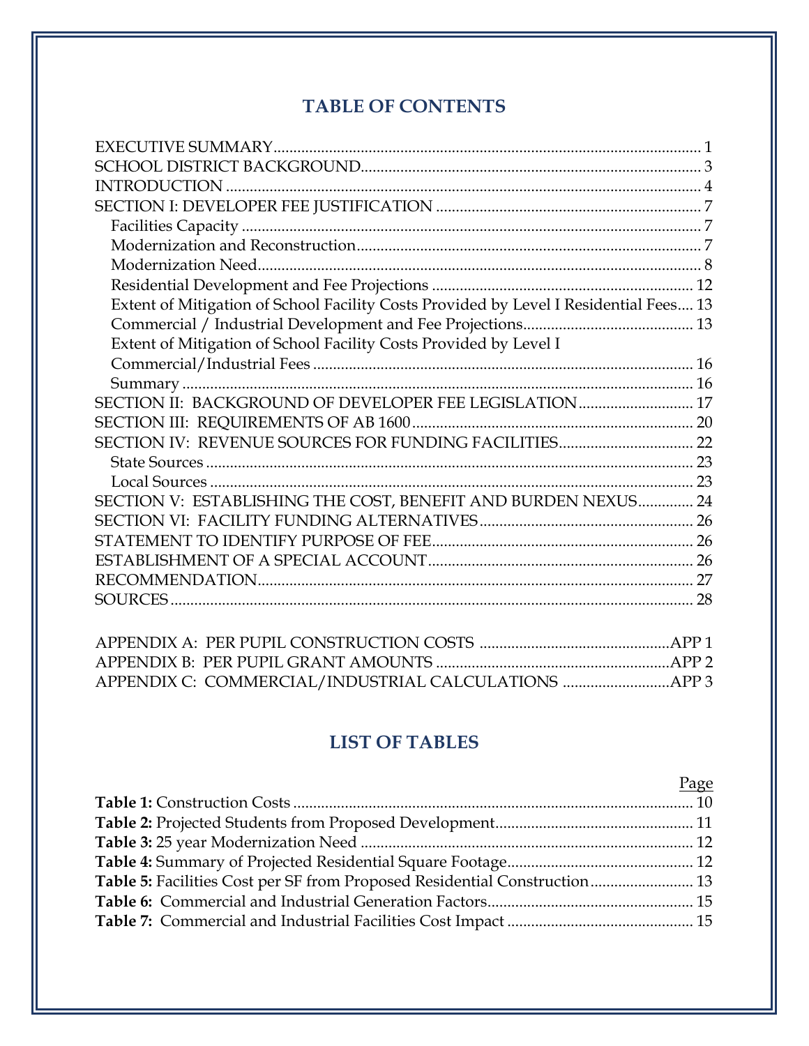## TABLE OF CONTENTS

| | |
|---|---|
| EXECUTIVE SUMMARY | 1 |
| SCHOOL DISTRICT BACKGROUND | 3 |
| INTRODUCTION | 4 |
| SECTION I: DEVELOPER FEE JUSTIFICATION | 7 |
| Facilities Capacity | 7 |
| Modernization and Reconstruction | 7 |
| Modernization Need | 8 |
| Residential Development and Fee Projections | 12 |
| Extent of Mitigation of School Facility Costs Provided by Level I Residential Fees | 13 |
| Commercial / Industrial Development and Fee Projections | 13 |
| Extent of Mitigation of School Facility Costs Provided by Level I Commercial/Industrial Fees | 16 |
| Summary | 16 |
| SECTION II: BACKGROUND OF DEVELOPER FEE LEGISLATION | 17 |
| SECTION III: REQUIREMENTS OF AB 1600 | 20 |
| SECTION IV: REVENUE SOURCES FOR FUNDING FACILITIES | 22 |
| State Sources | 23 |
| Local Sources | 23 |
| SECTION V: ESTABLISHING THE COST, BENEFIT AND BURDEN NEXUS | 24 |
| SECTION VI: FACILITY FUNDING ALTERNATIVES | 26 |
| STATEMENT TO IDENTIFY PURPOSE OF FEE | 26 |
| ESTABLISHMENT OF A SPECIAL ACCOUNT | 26 |
| RECOMMENDATION | 27 |
| SOURCES | 28 |
| | |
| APPENDIX A: PER PUPIL CONSTRUCTION COSTS | APP 1 |
| APPENDIX B: PER PUPIL GRANT AMOUNTS | APP 2 |
| APPENDIX C: COMMERCIAL/INDUSTRIAL CALCULATIONS | APP 3 |

## LIST OF TABLES

| | Page |
|---|---|
| **Table 1:** Construction Costs | 10 |
| **Table 2:** Projected Students from Proposed Development | 11 |
| **Table 3:** 25 year Modernization Need | 12 |
| **Table 4:** Summary of Projected Residential Square Footage | 12 |
| **Table 5:** Facilities Cost per SF from Proposed Residential Construction | 13 |
| **Table 6:** Commercial and Industrial Generation Factors | 15 |
| **Table 7:** Commercial and Industrial Facilities Cost Impact | 15 |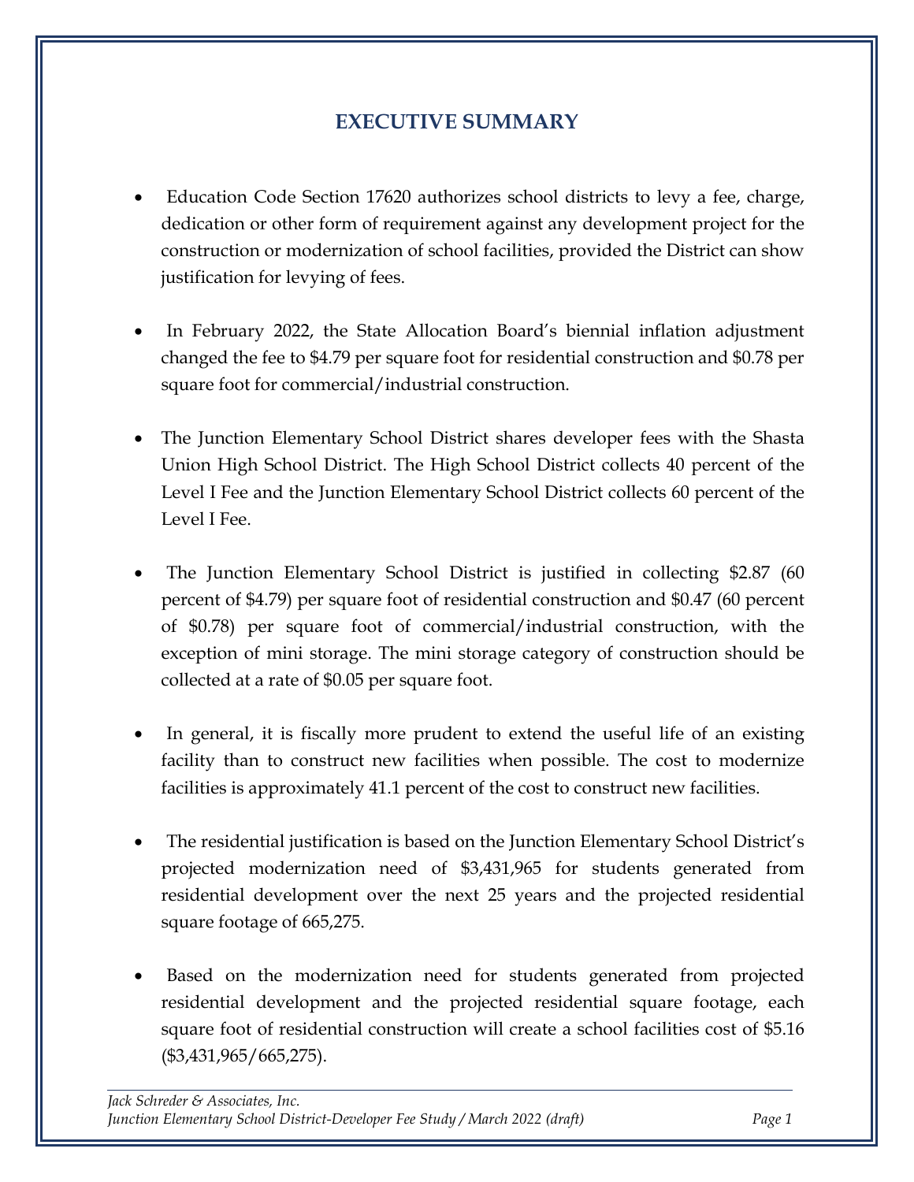# EXECUTIVE SUMMARY

- Education Code Section 17620 authorizes school districts to levy a fee, charge, dedication or other form of requirement against any development project for the construction or modernization of school facilities, provided the District can show justification for levying of fees.

- In February 2022, the State Allocation Board's biennial inflation adjustment changed the fee to $4.79 per square foot for residential construction and $0.78 per square foot for commercial/industrial construction.

- The Junction Elementary School District shares developer fees with the Shasta Union High School District. The High School District collects 40 percent of the Level I Fee and the Junction Elementary School District collects 60 percent of the Level I Fee.

- The Junction Elementary School District is justified in collecting $2.87 (60 percent of $4.79) per square foot of residential construction and $0.47 (60 percent of $0.78) per square foot of commercial/industrial construction, with the exception of mini storage. The mini storage category of construction should be collected at a rate of $0.05 per square foot.

- In general, it is fiscally more prudent to extend the useful life of an existing facility than to construct new facilities when possible. The cost to modernize facilities is approximately 41.1 percent of the cost to construct new facilities.

- The residential justification is based on the Junction Elementary School District's projected modernization need of $3,431,965 for students generated from residential development over the next 25 years and the projected residential square footage of 665,275.

- Based on the modernization need for students generated from projected residential development and the projected residential square footage, each square foot of residential construction will create a school facilities cost of $5.16 ($3,431,965/665,275).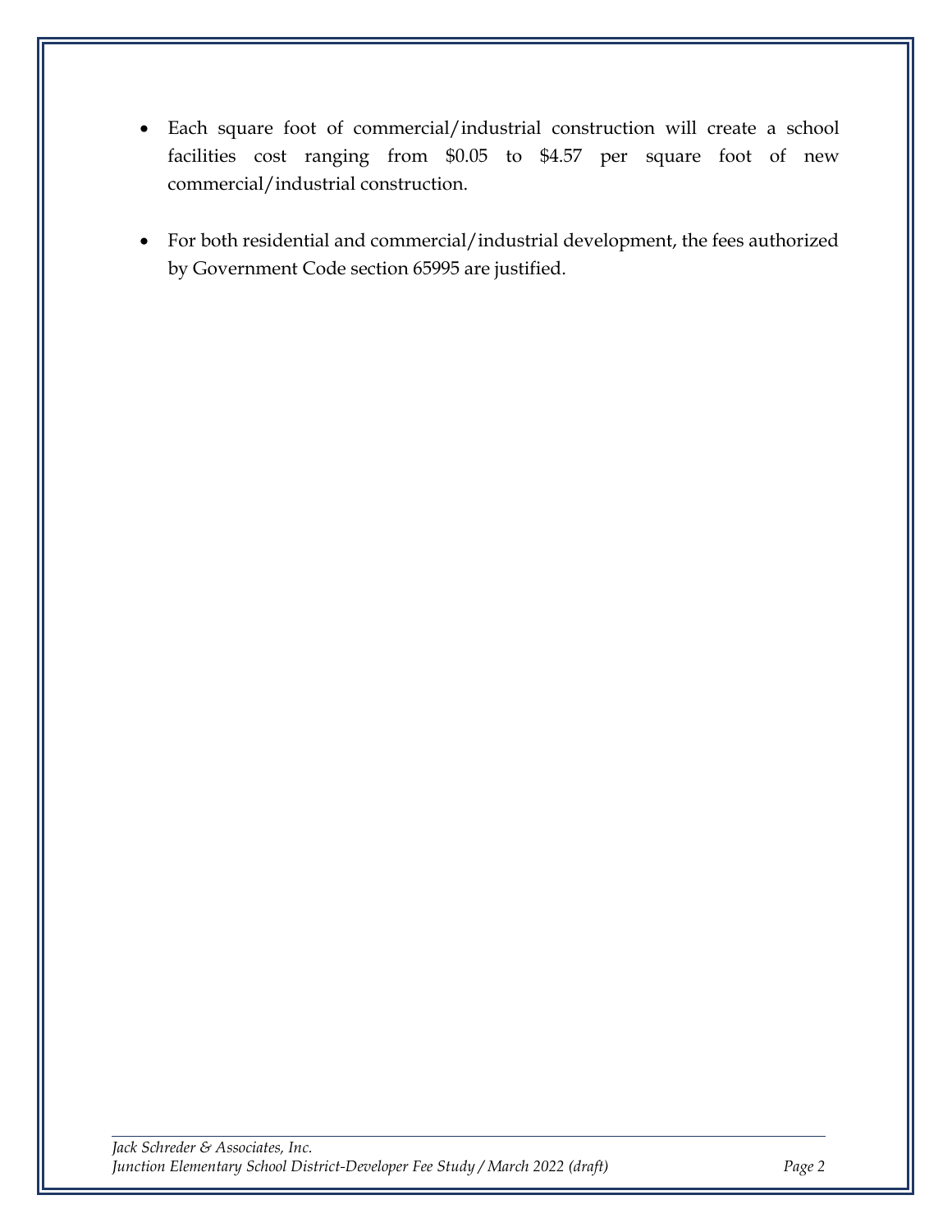- Each square foot of commercial/industrial construction will create a school facilities cost ranging from $0.05 to $4.57 per square foot of new commercial/industrial construction.

- For both residential and commercial/industrial development, the fees authorized by Government Code section 65995 are justified.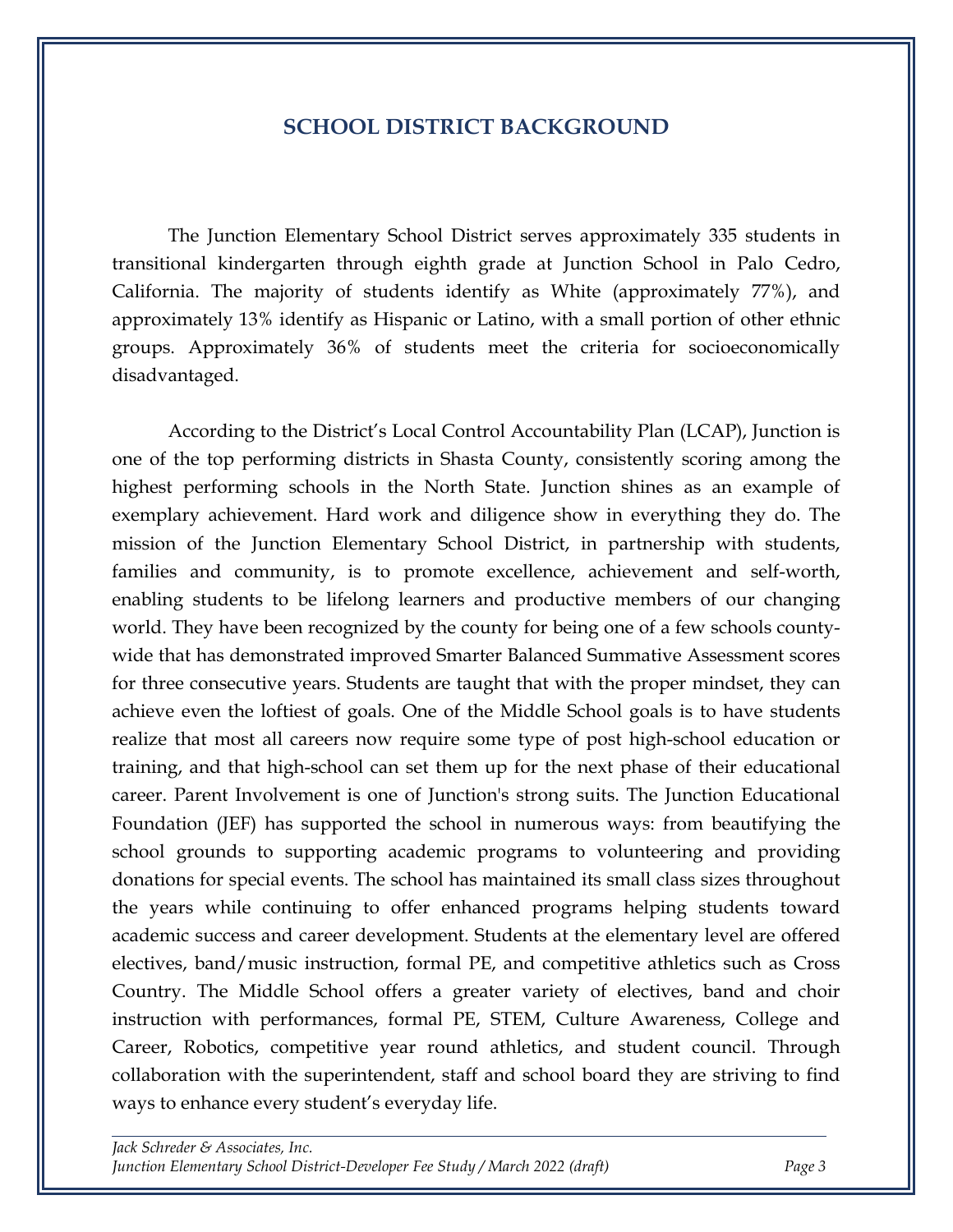# SCHOOL DISTRICT BACKGROUND

The Junction Elementary School District serves approximately 335 students in transitional kindergarten through eighth grade at Junction School in Palo Cedro, California. The majority of students identify as White (approximately 77%), and approximately 13% identify as Hispanic or Latino, with a small portion of other ethnic groups. Approximately 36% of students meet the criteria for socioeconomically disadvantaged.

According to the District's Local Control Accountability Plan (LCAP), Junction is one of the top performing districts in Shasta County, consistently scoring among the highest performing schools in the North State. Junction shines as an example of exemplary achievement. Hard work and diligence show in everything they do. The mission of the Junction Elementary School District, in partnership with students, families and community, is to promote excellence, achievement and self-worth, enabling students to be lifelong learners and productive members of our changing world. They have been recognized by the county for being one of a few schools county-wide that has demonstrated improved Smarter Balanced Summative Assessment scores for three consecutive years. Students are taught that with the proper mindset, they can achieve even the loftiest of goals. One of the Middle School goals is to have students realize that most all careers now require some type of post high-school education or training, and that high-school can set them up for the next phase of their educational career. Parent Involvement is one of Junction's strong suits. The Junction Educational Foundation (JEF) has supported the school in numerous ways: from beautifying the school grounds to supporting academic programs to volunteering and providing donations for special events. The school has maintained its small class sizes throughout the years while continuing to offer enhanced programs helping students toward academic success and career development. Students at the elementary level are offered electives, band/music instruction, formal PE, and competitive athletics such as Cross Country. The Middle School offers a greater variety of electives, band and choir instruction with performances, formal PE, STEM, Culture Awareness, College and Career, Robotics, competitive year round athletics, and student council. Through collaboration with the superintendent, staff and school board they are striving to find ways to enhance every student's everyday life.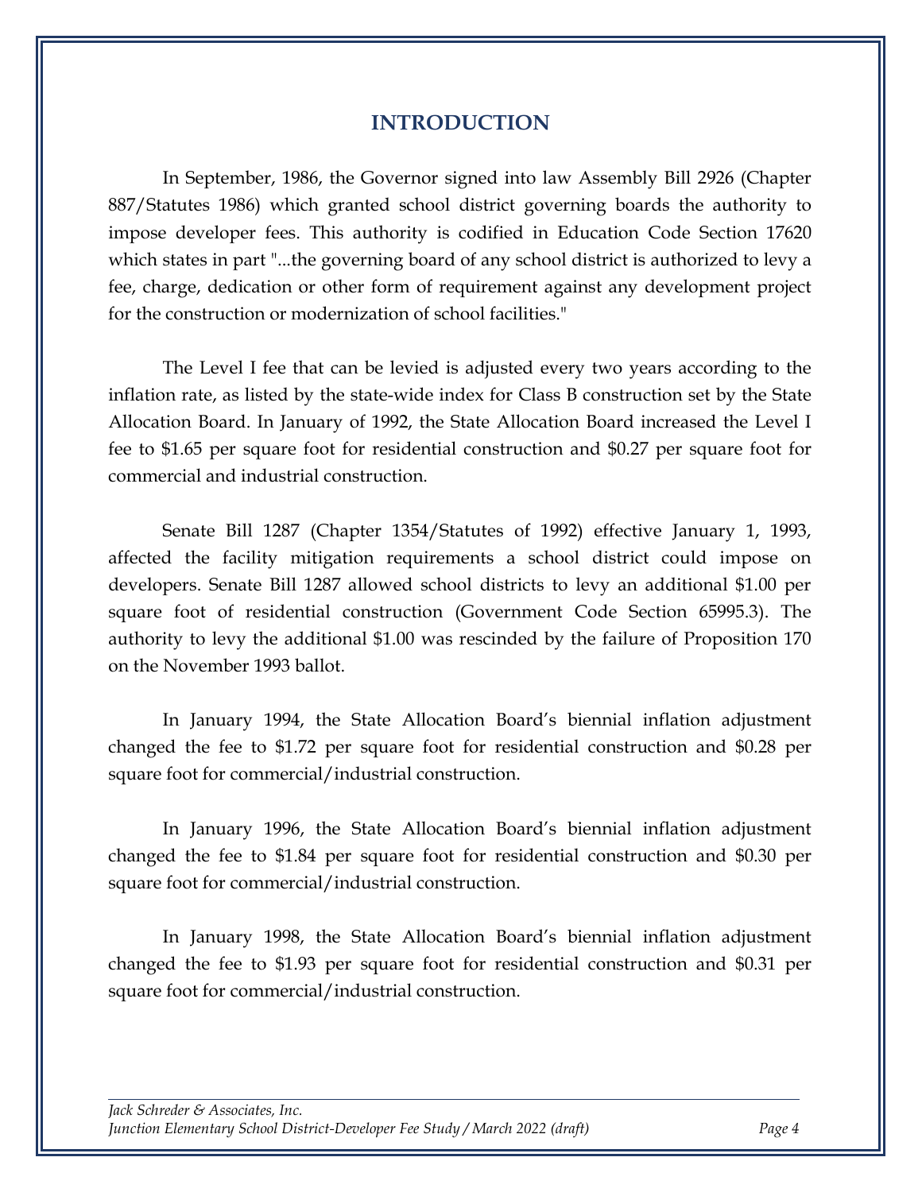# INTRODUCTION

In September, 1986, the Governor signed into law Assembly Bill 2926 (Chapter 887/Statutes 1986) which granted school district governing boards the authority to impose developer fees. This authority is codified in Education Code Section 17620 which states in part "...the governing board of any school district is authorized to levy a fee, charge, dedication or other form of requirement against any development project for the construction or modernization of school facilities."

The Level I fee that can be levied is adjusted every two years according to the inflation rate, as listed by the state-wide index for Class B construction set by the State Allocation Board. In January of 1992, the State Allocation Board increased the Level I fee to $1.65 per square foot for residential construction and $0.27 per square foot for commercial and industrial construction.

Senate Bill 1287 (Chapter 1354/Statutes of 1992) effective January 1, 1993, affected the facility mitigation requirements a school district could impose on developers. Senate Bill 1287 allowed school districts to levy an additional $1.00 per square foot of residential construction (Government Code Section 65995.3). The authority to levy the additional $1.00 was rescinded by the failure of Proposition 170 on the November 1993 ballot.

In January 1994, the State Allocation Board's biennial inflation adjustment changed the fee to $1.72 per square foot for residential construction and $0.28 per square foot for commercial/industrial construction.

In January 1996, the State Allocation Board's biennial inflation adjustment changed the fee to $1.84 per square foot for residential construction and $0.30 per square foot for commercial/industrial construction.

In January 1998, the State Allocation Board's biennial inflation adjustment changed the fee to $1.93 per square foot for residential construction and $0.31 per square foot for commercial/industrial construction.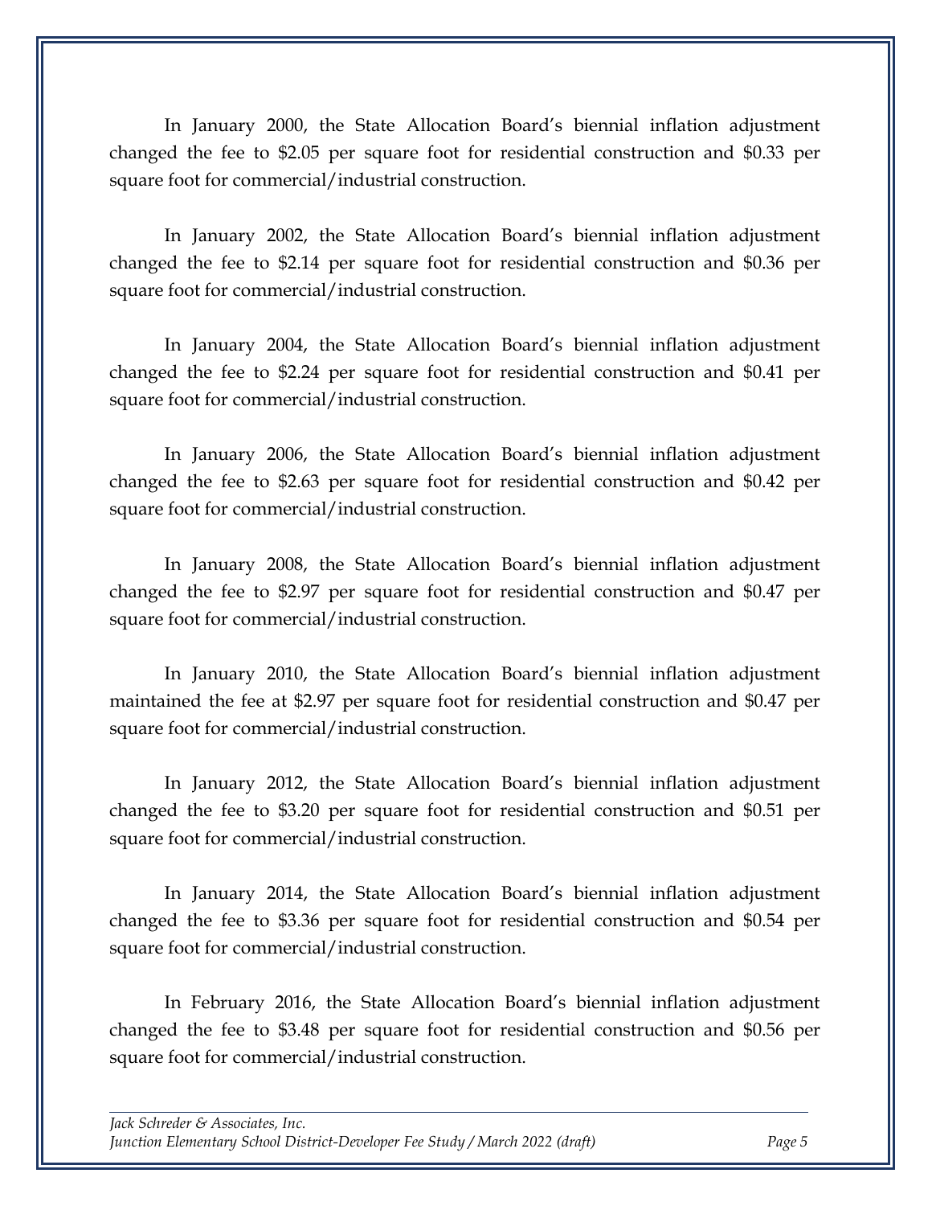In January 2000, the State Allocation Board's biennial inflation adjustment changed the fee to $2.05 per square foot for residential construction and $0.33 per square foot for commercial/industrial construction.

In January 2002, the State Allocation Board's biennial inflation adjustment changed the fee to $2.14 per square foot for residential construction and $0.36 per square foot for commercial/industrial construction.

In January 2004, the State Allocation Board's biennial inflation adjustment changed the fee to $2.24 per square foot for residential construction and $0.41 per square foot for commercial/industrial construction.

In January 2006, the State Allocation Board's biennial inflation adjustment changed the fee to $2.63 per square foot for residential construction and $0.42 per square foot for commercial/industrial construction.

In January 2008, the State Allocation Board's biennial inflation adjustment changed the fee to $2.97 per square foot for residential construction and $0.47 per square foot for commercial/industrial construction.

In January 2010, the State Allocation Board's biennial inflation adjustment maintained the fee at $2.97 per square foot for residential construction and $0.47 per square foot for commercial/industrial construction.

In January 2012, the State Allocation Board's biennial inflation adjustment changed the fee to $3.20 per square foot for residential construction and $0.51 per square foot for commercial/industrial construction.

In January 2014, the State Allocation Board's biennial inflation adjustment changed the fee to $3.36 per square foot for residential construction and $0.54 per square foot for commercial/industrial construction.

In February 2016, the State Allocation Board's biennial inflation adjustment changed the fee to $3.48 per square foot for residential construction and $0.56 per square foot for commercial/industrial construction.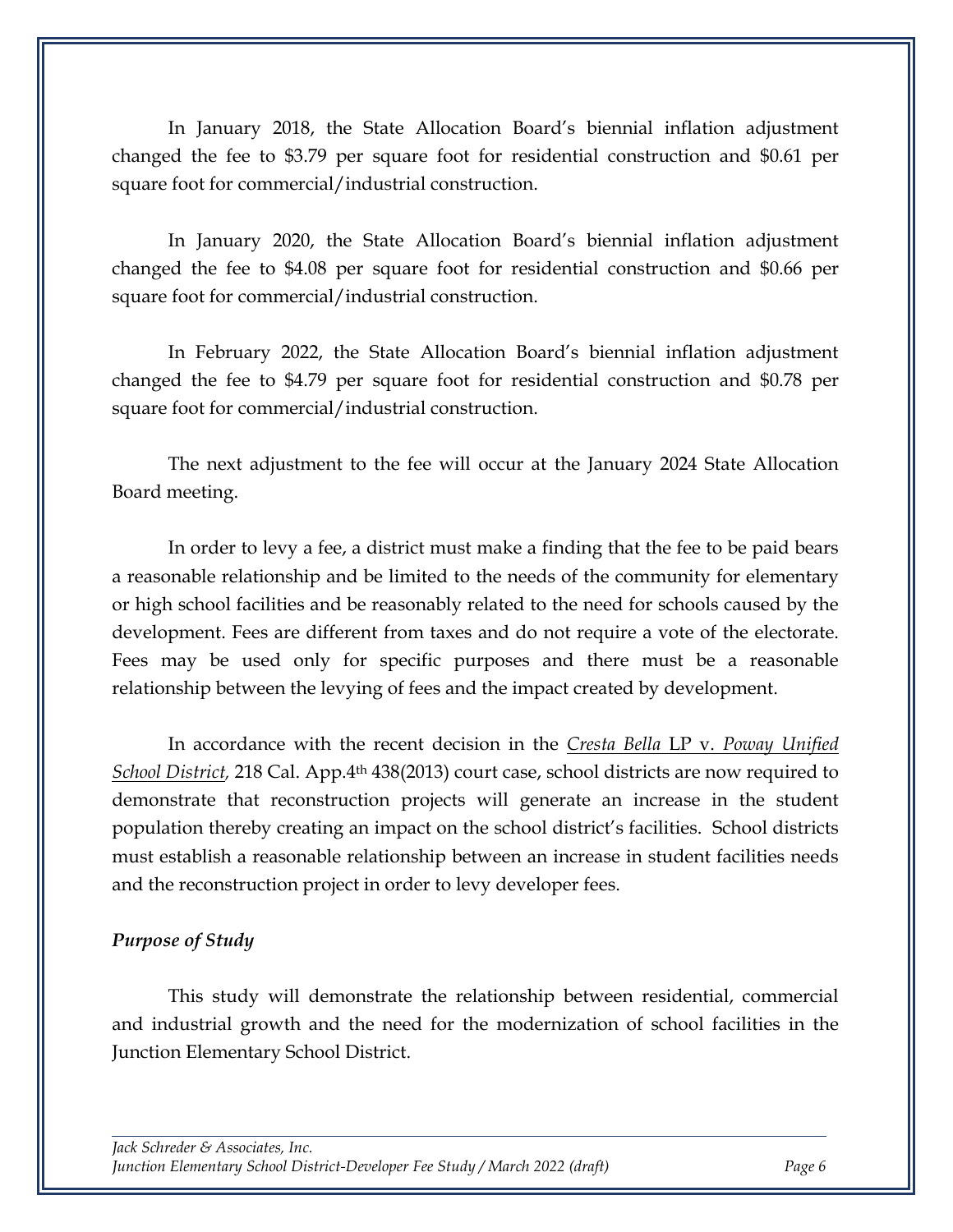In January 2018, the State Allocation Board's biennial inflation adjustment changed the fee to $3.79 per square foot for residential construction and $0.61 per square foot for commercial/industrial construction.

In January 2020, the State Allocation Board's biennial inflation adjustment changed the fee to $4.08 per square foot for residential construction and $0.66 per square foot for commercial/industrial construction.

In February 2022, the State Allocation Board's biennial inflation adjustment changed the fee to $4.79 per square foot for residential construction and $0.78 per square foot for commercial/industrial construction.

The next adjustment to the fee will occur at the January 2024 State Allocation Board meeting.

In order to levy a fee, a district must make a finding that the fee to be paid bears a reasonable relationship and be limited to the needs of the community for elementary or high school facilities and be reasonably related to the need for schools caused by the development. Fees are different from taxes and do not require a vote of the electorate. Fees may be used only for specific purposes and there must be a reasonable relationship between the levying of fees and the impact created by development.

In accordance with the recent decision in the *Cresta Bella* LP v. *Poway Unified School District*, 218 Cal. App.4th 438(2013) court case, school districts are now required to demonstrate that reconstruction projects will generate an increase in the student population thereby creating an impact on the school district's facilities. School districts must establish a reasonable relationship between an increase in student facilities needs and the reconstruction project in order to levy developer fees.

***Purpose of Study***

This study will demonstrate the relationship between residential, commercial and industrial growth and the need for the modernization of school facilities in the Junction Elementary School District.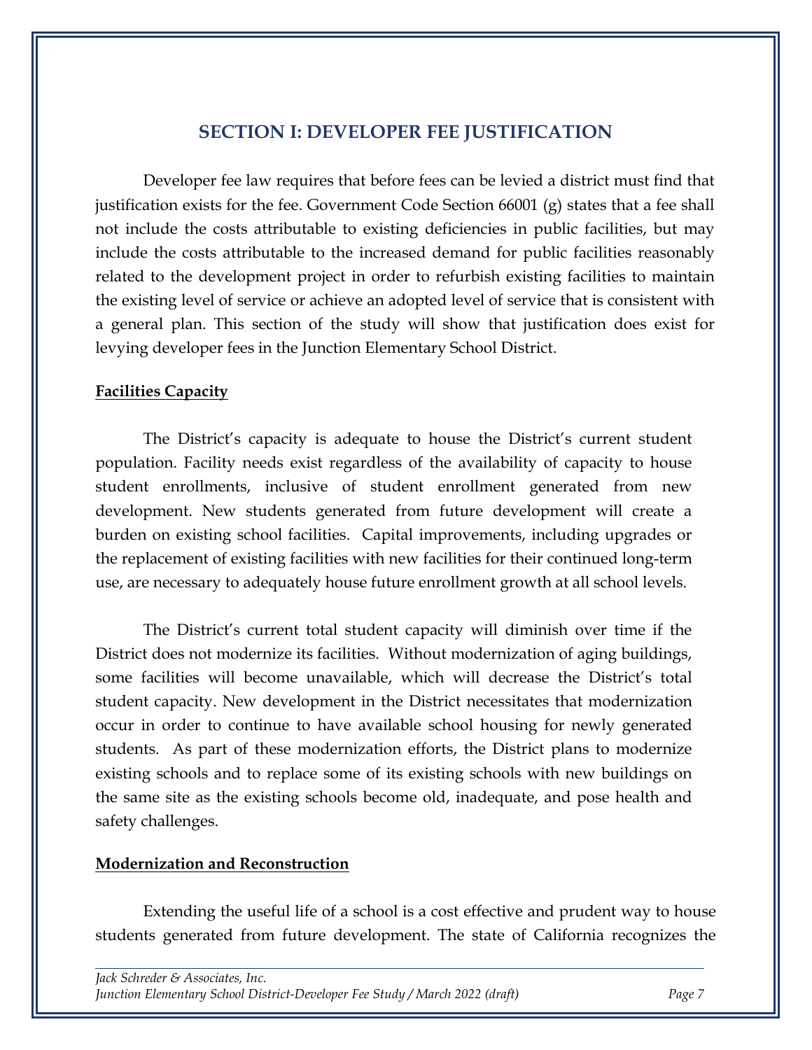## SECTION I: DEVELOPER FEE JUSTIFICATION

Developer fee law requires that before fees can be levied a district must find that justification exists for the fee. Government Code Section 66001 (g) states that a fee shall not include the costs attributable to existing deficiencies in public facilities, but may include the costs attributable to the increased demand for public facilities reasonably related to the development project in order to refurbish existing facilities to maintain the existing level of service or achieve an adopted level of service that is consistent with a general plan. This section of the study will show that justification does exist for levying developer fees in the Junction Elementary School District.

**Facilities Capacity**

The District's capacity is adequate to house the District's current student population. Facility needs exist regardless of the availability of capacity to house student enrollments, inclusive of student enrollment generated from new development. New students generated from future development will create a burden on existing school facilities. Capital improvements, including upgrades or the replacement of existing facilities with new facilities for their continued long-term use, are necessary to adequately house future enrollment growth at all school levels.

The District's current total student capacity will diminish over time if the District does not modernize its facilities. Without modernization of aging buildings, some facilities will become unavailable, which will decrease the District's total student capacity. New development in the District necessitates that modernization occur in order to continue to have available school housing for newly generated students. As part of these modernization efforts, the District plans to modernize existing schools and to replace some of its existing schools with new buildings on the same site as the existing schools become old, inadequate, and pose health and safety challenges.

**Modernization and Reconstruction**

Extending the useful life of a school is a cost effective and prudent way to house students generated from future development. The state of California recognizes the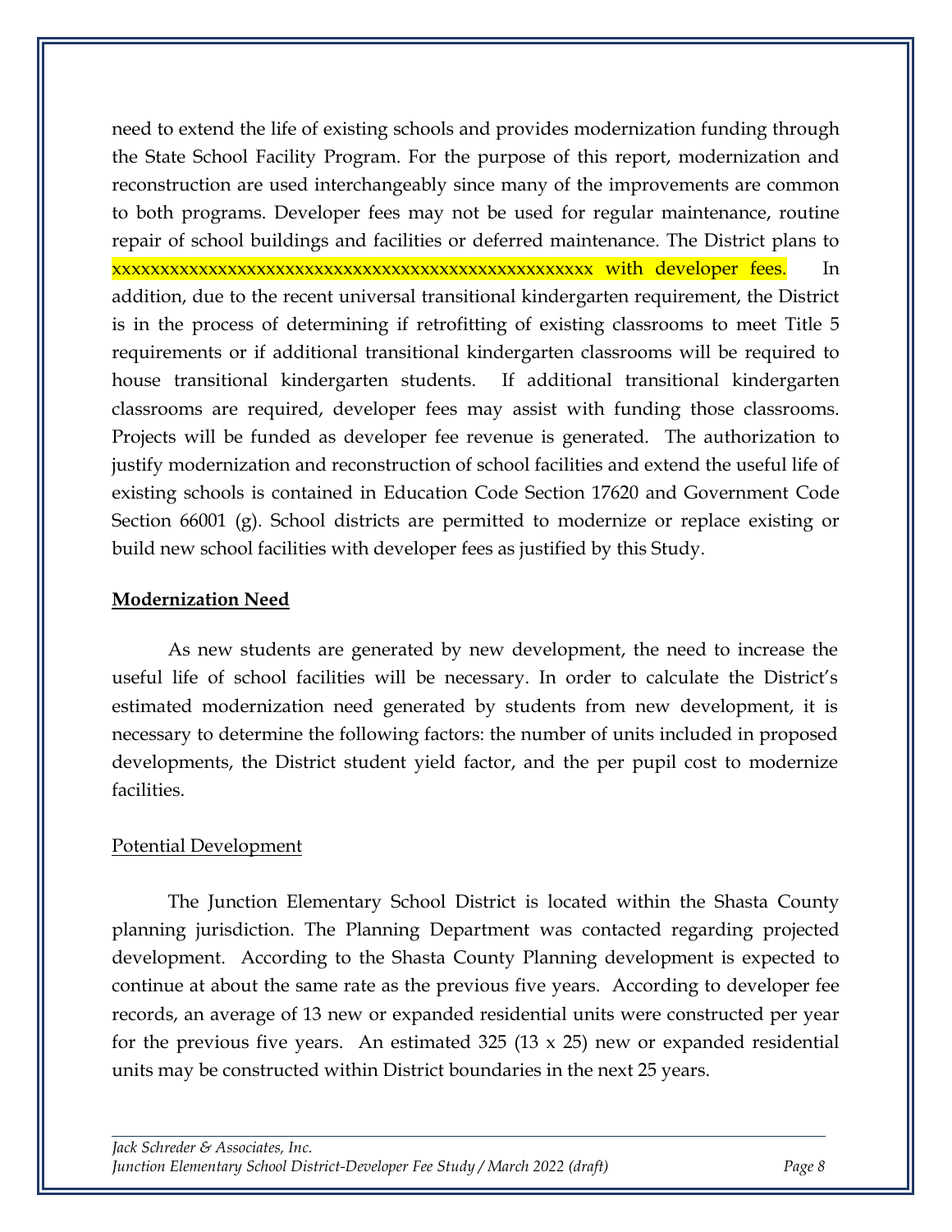need to extend the life of existing schools and provides modernization funding through the State School Facility Program. For the purpose of this report, modernization and reconstruction are used interchangeably since many of the improvements are common to both programs. Developer fees may not be used for regular maintenance, routine repair of school buildings and facilities or deferred maintenance. The District plans to xxxxxxxxxxxxxxxxxxxxxxxxxxxxxxxxxxxxxxxxxxxxxxxxxxx with developer fees. In addition, due to the recent universal transitional kindergarten requirement, the District is in the process of determining if retrofitting of existing classrooms to meet Title 5 requirements or if additional transitional kindergarten classrooms will be required to house transitional kindergarten students. If additional transitional kindergarten classrooms are required, developer fees may assist with funding those classrooms. Projects will be funded as developer fee revenue is generated. The authorization to justify modernization and reconstruction of school facilities and extend the useful life of existing schools is contained in Education Code Section 17620 and Government Code Section 66001 (g). School districts are permitted to modernize or replace existing or build new school facilities with developer fees as justified by this Study.

## Modernization Need

As new students are generated by new development, the need to increase the useful life of school facilities will be necessary. In order to calculate the District's estimated modernization need generated by students from new development, it is necessary to determine the following factors: the number of units included in proposed developments, the District student yield factor, and the per pupil cost to modernize facilities.

### Potential Development

The Junction Elementary School District is located within the Shasta County planning jurisdiction. The Planning Department was contacted regarding projected development. According to the Shasta County Planning development is expected to continue at about the same rate as the previous five years. According to developer fee records, an average of 13 new or expanded residential units were constructed per year for the previous five years. An estimated 325 (13 x 25) new or expanded residential units may be constructed within District boundaries in the next 25 years.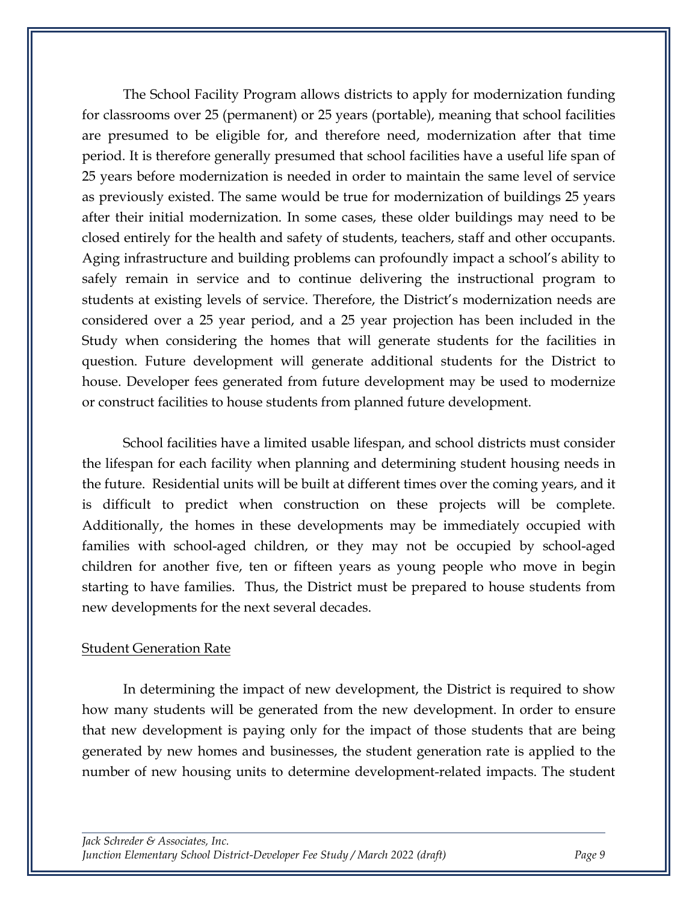The School Facility Program allows districts to apply for modernization funding for classrooms over 25 (permanent) or 25 years (portable), meaning that school facilities are presumed to be eligible for, and therefore need, modernization after that time period. It is therefore generally presumed that school facilities have a useful life span of 25 years before modernization is needed in order to maintain the same level of service as previously existed. The same would be true for modernization of buildings 25 years after their initial modernization. In some cases, these older buildings may need to be closed entirely for the health and safety of students, teachers, staff and other occupants. Aging infrastructure and building problems can profoundly impact a school's ability to safely remain in service and to continue delivering the instructional program to students at existing levels of service. Therefore, the District's modernization needs are considered over a 25 year period, and a 25 year projection has been included in the Study when considering the homes that will generate students for the facilities in question. Future development will generate additional students for the District to house. Developer fees generated from future development may be used to modernize or construct facilities to house students from planned future development.

School facilities have a limited usable lifespan, and school districts must consider the lifespan for each facility when planning and determining student housing needs in the future. Residential units will be built at different times over the coming years, and it is difficult to predict when construction on these projects will be complete. Additionally, the homes in these developments may be immediately occupied with families with school-aged children, or they may not be occupied by school-aged children for another five, ten or fifteen years as young people who move in begin starting to have families. Thus, the District must be prepared to house students from new developments for the next several decades.

Student Generation Rate

In determining the impact of new development, the District is required to show how many students will be generated from the new development. In order to ensure that new development is paying only for the impact of those students that are being generated by new homes and businesses, the student generation rate is applied to the number of new housing units to determine development-related impacts. The student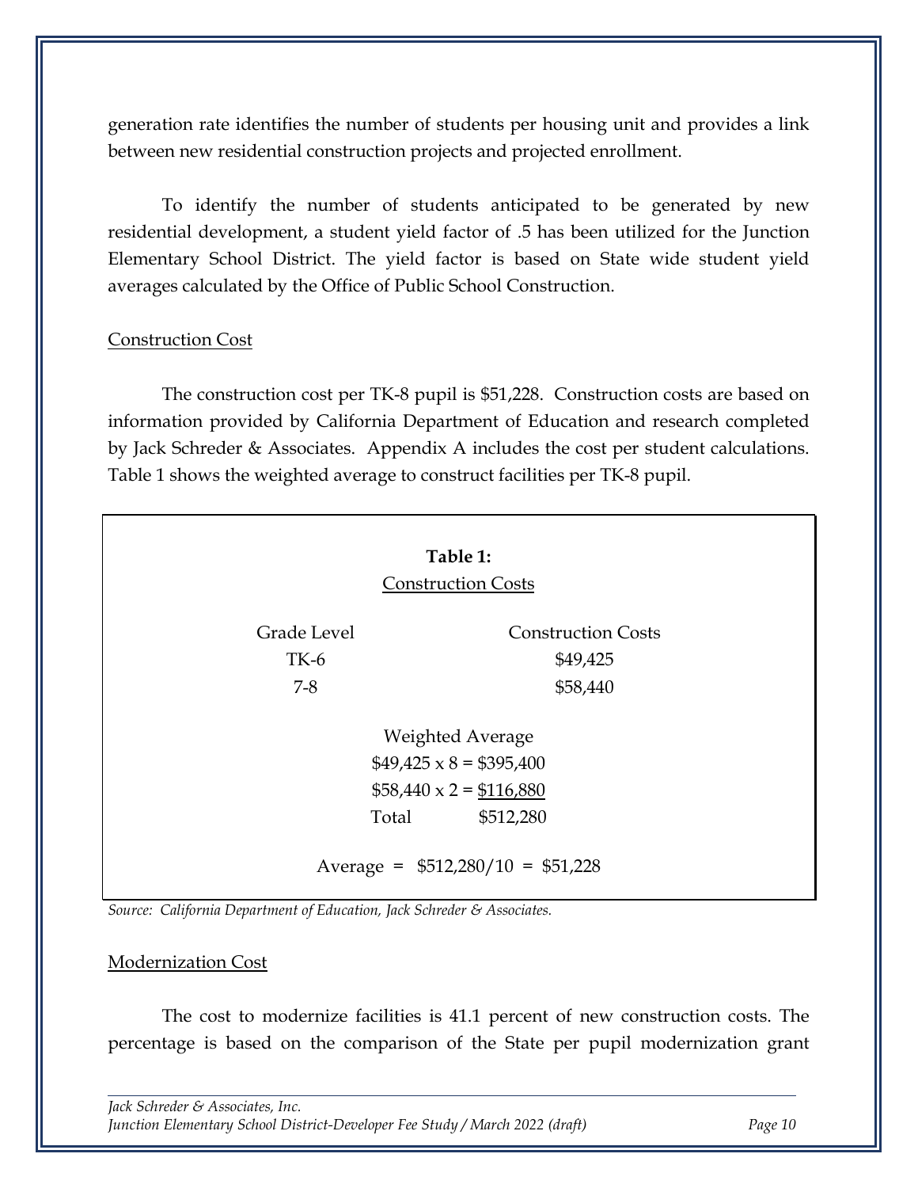generation rate identifies the number of students per housing unit and provides a link between new residential construction projects and projected enrollment.

To identify the number of students anticipated to be generated by new residential development, a student yield factor of .5 has been utilized for the Junction Elementary School District. The yield factor is based on State wide student yield averages calculated by the Office of Public School Construction.

## Construction Cost

The construction cost per TK-8 pupil is $51,228. Construction costs are based on information provided by California Department of Education and research completed by Jack Schreder & Associates. Appendix A includes the cost per student calculations. Table 1 shows the weighted average to construct facilities per TK-8 pupil.

**Table 1:**
Construction Costs

| Grade Level | Construction Costs |
|---|---|
| TK-6 | $49,425 |
| 7-8 | $58,440 |

Weighted Average

| | |
|---|---|
| $49,425 x 8 = | $395,400 |
| $58,440 x 2 = | $116,880 |
| Total | $512,280 |

Average = $512,280/10 = $51,228

*Source: California Department of Education, Jack Schreder & Associates.*

## Modernization Cost

The cost to modernize facilities is 41.1 percent of new construction costs. The percentage is based on the comparison of the State per pupil modernization grant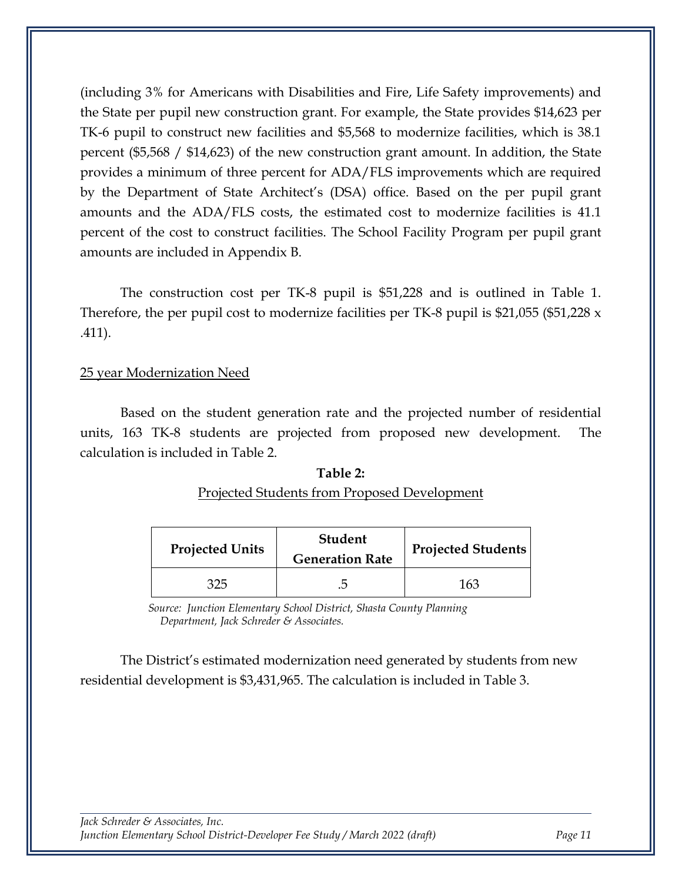(including 3% for Americans with Disabilities and Fire, Life Safety improvements) and the State per pupil new construction grant. For example, the State provides $14,623 per TK-6 pupil to construct new facilities and $5,568 to modernize facilities, which is 38.1 percent ($5,568 / $14,623) of the new construction grant amount. In addition, the State provides a minimum of three percent for ADA/FLS improvements which are required by the Department of State Architect's (DSA) office. Based on the per pupil grant amounts and the ADA/FLS costs, the estimated cost to modernize facilities is 41.1 percent of the cost to construct facilities. The School Facility Program per pupil grant amounts are included in Appendix B.

The construction cost per TK-8 pupil is $51,228 and is outlined in Table 1. Therefore, the per pupil cost to modernize facilities per TK-8 pupil is $21,055 ($51,228 x .411).

<u>25 year Modernization Need</u>

Based on the student generation rate and the projected number of residential units, 163 TK-8 students are projected from proposed new development. The calculation is included in Table 2.

**Table 2:**

<u>Projected Students from Proposed Development</u>

| Projected Units | Student Generation Rate | Projected Students |
|---|---|---|
| 325 | .5 | 163 |

*Source: Junction Elementary School District, Shasta County Planning Department, Jack Schreder & Associates.*

The District's estimated modernization need generated by students from new residential development is $3,431,965. The calculation is included in Table 3.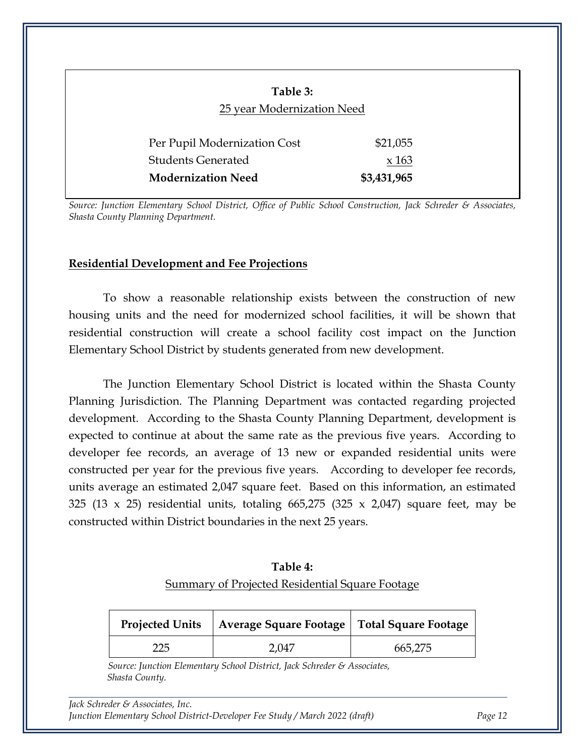**Table 3:**

25 year Modernization Need

| | |
|---|---|
| Per Pupil Modernization Cost | $21,055 |
| Students Generated | x 163 |
| **Modernization Need** | **$3,431,965** |

*Source: Junction Elementary School District, Office of Public School Construction, Jack Schreder & Associates, Shasta County Planning Department.*

## Residential Development and Fee Projections

To show a reasonable relationship exists between the construction of new housing units and the need for modernized school facilities, it will be shown that residential construction will create a school facility cost impact on the Junction Elementary School District by students generated from new development.

The Junction Elementary School District is located within the Shasta County Planning Jurisdiction. The Planning Department was contacted regarding projected development. According to the Shasta County Planning Department, development is expected to continue at about the same rate as the previous five years. According to developer fee records, an average of 13 new or expanded residential units were constructed per year for the previous five years. According to developer fee records, units average an estimated 2,047 square feet. Based on this information, an estimated 325 (13 x 25) residential units, totaling 665,275 (325 x 2,047) square feet, may be constructed within District boundaries in the next 25 years.

**Table 4:**

Summary of Projected Residential Square Footage

| Projected Units | Average Square Footage | Total Square Footage |
|---|---|---|
| 225 | 2,047 | 665,275 |

*Source: Junction Elementary School District, Jack Schreder & Associates, Shasta County.*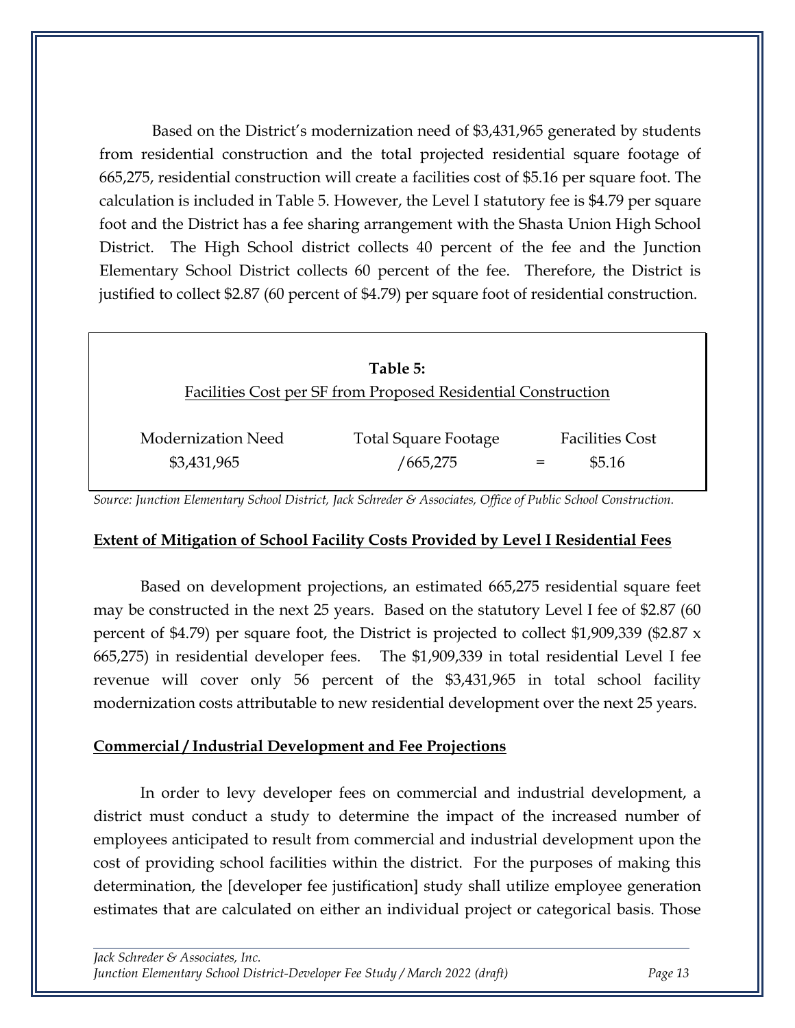Based on the District's modernization need of $3,431,965 generated by students from residential construction and the total projected residential square footage of 665,275, residential construction will create a facilities cost of $5.16 per square foot. The calculation is included in Table 5. However, the Level I statutory fee is $4.79 per square foot and the District has a fee sharing arrangement with the Shasta Union High School District. The High School district collects 40 percent of the fee and the Junction Elementary School District collects 60 percent of the fee. Therefore, the District is justified to collect $2.87 (60 percent of $4.79) per square foot of residential construction.

**Table 5:**
Facilities Cost per SF from Proposed Residential Construction

| Modernization Need | Total Square Footage | | Facilities Cost |
|---|---|---|---|
| $3,431,965 | /665,275 | = | $5.16 |

*Source: Junction Elementary School District, Jack Schreder & Associates, Office of Public School Construction.*

## Extent of Mitigation of School Facility Costs Provided by Level I Residential Fees

Based on development projections, an estimated 665,275 residential square feet may be constructed in the next 25 years. Based on the statutory Level I fee of $2.87 (60 percent of $4.79) per square foot, the District is projected to collect $1,909,339 ($2.87 x 665,275) in residential developer fees. The $1,909,339 in total residential Level I fee revenue will cover only 56 percent of the $3,431,965 in total school facility modernization costs attributable to new residential development over the next 25 years.

## Commercial / Industrial Development and Fee Projections

In order to levy developer fees on commercial and industrial development, a district must conduct a study to determine the impact of the increased number of employees anticipated to result from commercial and industrial development upon the cost of providing school facilities within the district. For the purposes of making this determination, the [developer fee justification] study shall utilize employee generation estimates that are calculated on either an individual project or categorical basis. Those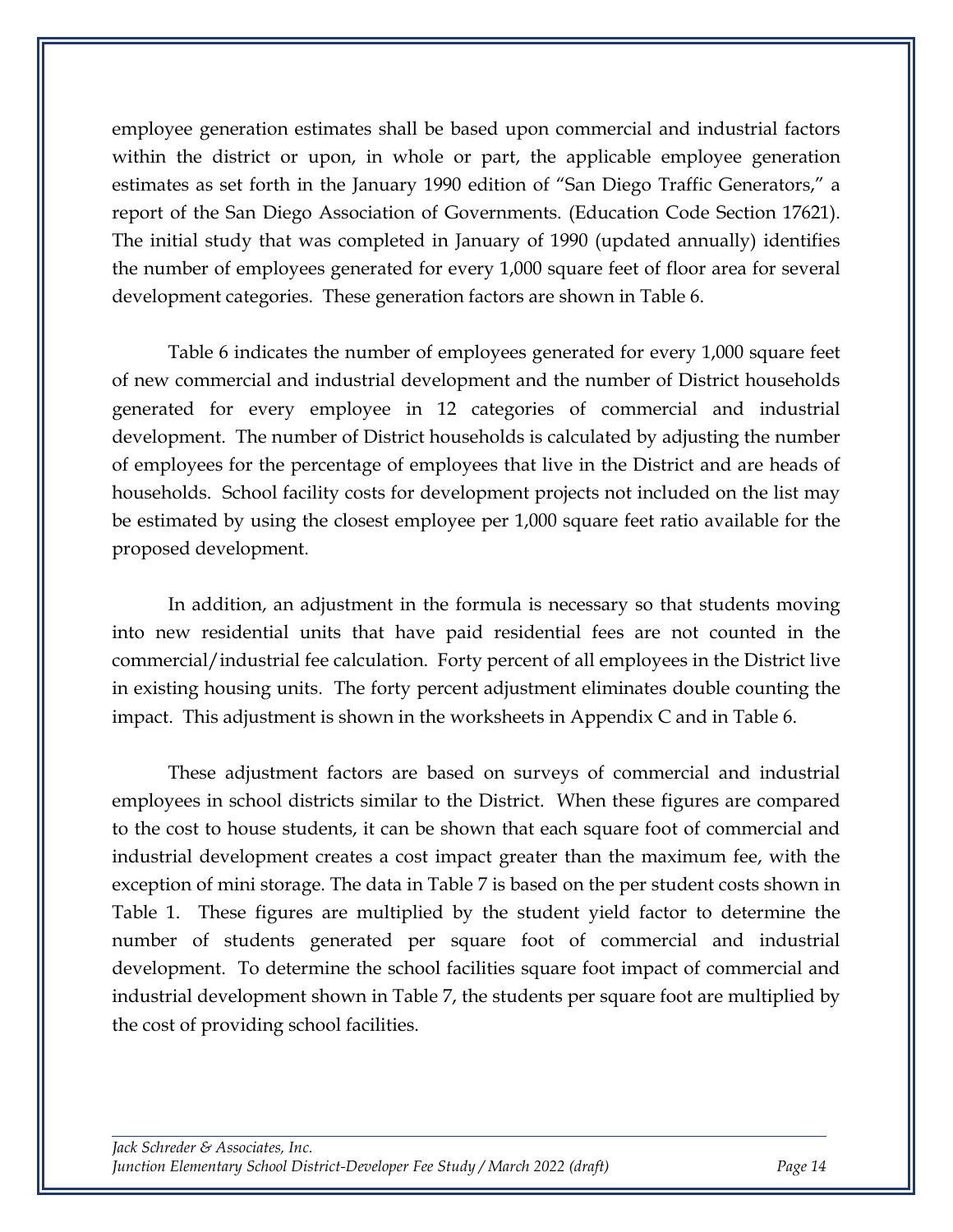employee generation estimates shall be based upon commercial and industrial factors within the district or upon, in whole or part, the applicable employee generation estimates as set forth in the January 1990 edition of "San Diego Traffic Generators," a report of the San Diego Association of Governments. (Education Code Section 17621). The initial study that was completed in January of 1990 (updated annually) identifies the number of employees generated for every 1,000 square feet of floor area for several development categories. These generation factors are shown in Table 6.

Table 6 indicates the number of employees generated for every 1,000 square feet of new commercial and industrial development and the number of District households generated for every employee in 12 categories of commercial and industrial development. The number of District households is calculated by adjusting the number of employees for the percentage of employees that live in the District and are heads of households. School facility costs for development projects not included on the list may be estimated by using the closest employee per 1,000 square feet ratio available for the proposed development.

In addition, an adjustment in the formula is necessary so that students moving into new residential units that have paid residential fees are not counted in the commercial/industrial fee calculation. Forty percent of all employees in the District live in existing housing units. The forty percent adjustment eliminates double counting the impact. This adjustment is shown in the worksheets in Appendix C and in Table 6.

These adjustment factors are based on surveys of commercial and industrial employees in school districts similar to the District. When these figures are compared to the cost to house students, it can be shown that each square foot of commercial and industrial development creates a cost impact greater than the maximum fee, with the exception of mini storage. The data in Table 7 is based on the per student costs shown in Table 1. These figures are multiplied by the student yield factor to determine the number of students generated per square foot of commercial and industrial development. To determine the school facilities square foot impact of commercial and industrial development shown in Table 7, the students per square foot are multiplied by the cost of providing school facilities.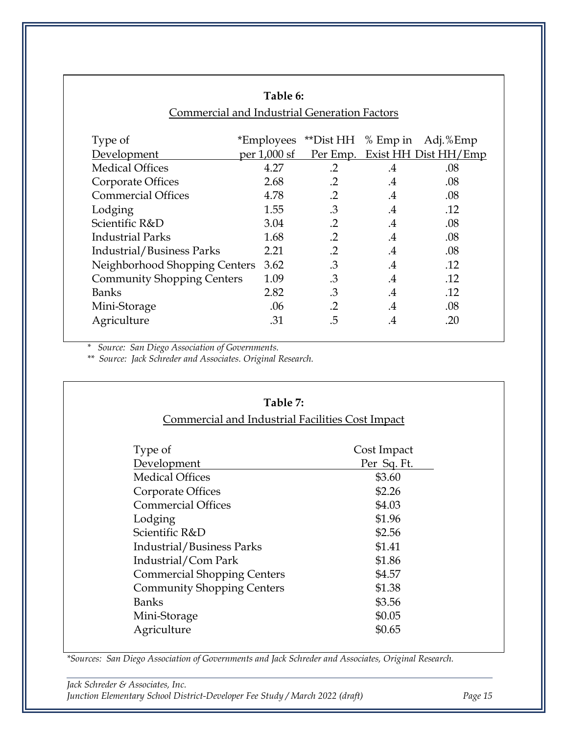**Table 6:**

Commercial and Industrial Generation Factors

| Type of Development | *Employees per 1,000 sf | **Dist HH Per Emp. | % Emp in Exist HH | Adj.%Emp Dist HH/Emp |
|---|---|---|---|---|
| Medical Offices | 4.27 | .2 | .4 | .08 |
| Corporate Offices | 2.68 | .2 | .4 | .08 |
| Commercial Offices | 4.78 | .2 | .4 | .08 |
| Lodging | 1.55 | .3 | .4 | .12 |
| Scientific R&D | 3.04 | .2 | .4 | .08 |
| Industrial Parks | 1.68 | .2 | .4 | .08 |
| Industrial/Business Parks | 2.21 | .2 | .4 | .08 |
| Neighborhood Shopping Centers | 3.62 | .3 | .4 | .12 |
| Community Shopping Centers | 1.09 | .3 | .4 | .12 |
| Banks | 2.82 | .3 | .4 | .12 |
| Mini-Storage | .06 | .2 | .4 | .08 |
| Agriculture | .31 | .5 | .4 | .20 |

*\* Source: San Diego Association of Governments.*

*\*\* Source: Jack Schreder and Associates. Original Research.*

**Table 7:**

Commercial and Industrial Facilities Cost Impact

| Type of Development | Cost Impact Per Sq. Ft. |
|---|---|
| Medical Offices | $3.60 |
| Corporate Offices | $2.26 |
| Commercial Offices | $4.03 |
| Lodging | $1.96 |
| Scientific R&D | $2.56 |
| Industrial/Business Parks | $1.41 |
| Industrial/Com Park | $1.86 |
| Commercial Shopping Centers | $4.57 |
| Community Shopping Centers | $1.38 |
| Banks | $3.56 |
| Mini-Storage | $0.05 |
| Agriculture | $0.65 |

*\*Sources: San Diego Association of Governments and Jack Schreder and Associates, Original Research.*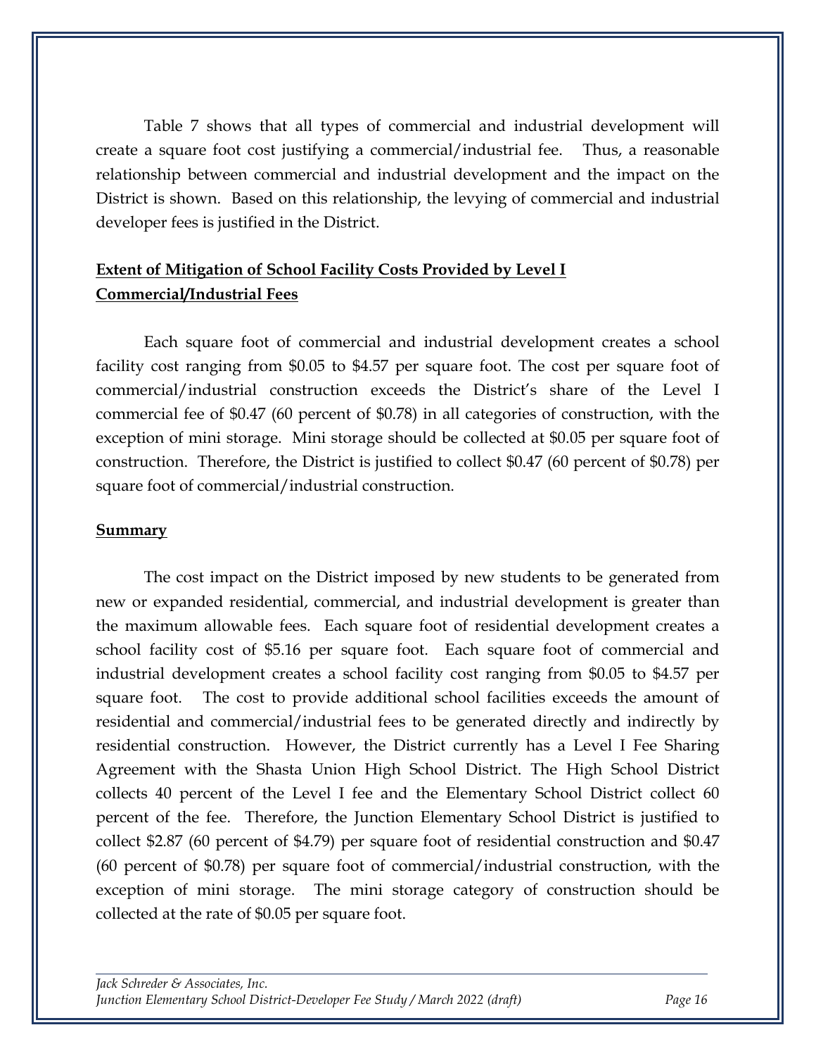Table 7 shows that all types of commercial and industrial development will create a square foot cost justifying a commercial/industrial fee. Thus, a reasonable relationship between commercial and industrial development and the impact on the District is shown. Based on this relationship, the levying of commercial and industrial developer fees is justified in the District.

**Extent of Mitigation of School Facility Costs Provided by Level I Commercial/Industrial Fees**

Each square foot of commercial and industrial development creates a school facility cost ranging from $0.05 to $4.57 per square foot. The cost per square foot of commercial/industrial construction exceeds the District's share of the Level I commercial fee of $0.47 (60 percent of $0.78) in all categories of construction, with the exception of mini storage. Mini storage should be collected at $0.05 per square foot of construction. Therefore, the District is justified to collect $0.47 (60 percent of $0.78) per square foot of commercial/industrial construction.

**Summary**

The cost impact on the District imposed by new students to be generated from new or expanded residential, commercial, and industrial development is greater than the maximum allowable fees. Each square foot of residential development creates a school facility cost of $5.16 per square foot. Each square foot of commercial and industrial development creates a school facility cost ranging from $0.05 to $4.57 per square foot. The cost to provide additional school facilities exceeds the amount of residential and commercial/industrial fees to be generated directly and indirectly by residential construction. However, the District currently has a Level I Fee Sharing Agreement with the Shasta Union High School District. The High School District collects 40 percent of the Level I fee and the Elementary School District collect 60 percent of the fee. Therefore, the Junction Elementary School District is justified to collect $2.87 (60 percent of $4.79) per square foot of residential construction and $0.47 (60 percent of $0.78) per square foot of commercial/industrial construction, with the exception of mini storage. The mini storage category of construction should be collected at the rate of $0.05 per square foot.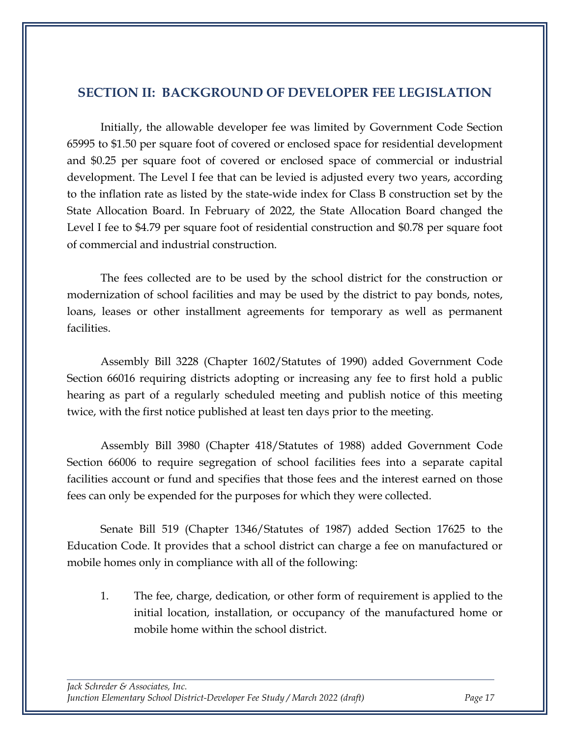## SECTION II: BACKGROUND OF DEVELOPER FEE LEGISLATION

Initially, the allowable developer fee was limited by Government Code Section 65995 to $1.50 per square foot of covered or enclosed space for residential development and $0.25 per square foot of covered or enclosed space of commercial or industrial development. The Level I fee that can be levied is adjusted every two years, according to the inflation rate as listed by the state-wide index for Class B construction set by the State Allocation Board. In February of 2022, the State Allocation Board changed the Level I fee to $4.79 per square foot of residential construction and $0.78 per square foot of commercial and industrial construction.

The fees collected are to be used by the school district for the construction or modernization of school facilities and may be used by the district to pay bonds, notes, loans, leases or other installment agreements for temporary as well as permanent facilities.

Assembly Bill 3228 (Chapter 1602/Statutes of 1990) added Government Code Section 66016 requiring districts adopting or increasing any fee to first hold a public hearing as part of a regularly scheduled meeting and publish notice of this meeting twice, with the first notice published at least ten days prior to the meeting.

Assembly Bill 3980 (Chapter 418/Statutes of 1988) added Government Code Section 66006 to require segregation of school facilities fees into a separate capital facilities account or fund and specifies that those fees and the interest earned on those fees can only be expended for the purposes for which they were collected.

Senate Bill 519 (Chapter 1346/Statutes of 1987) added Section 17625 to the Education Code. It provides that a school district can charge a fee on manufactured or mobile homes only in compliance with all of the following:

1. The fee, charge, dedication, or other form of requirement is applied to the initial location, installation, or occupancy of the manufactured home or mobile home within the school district.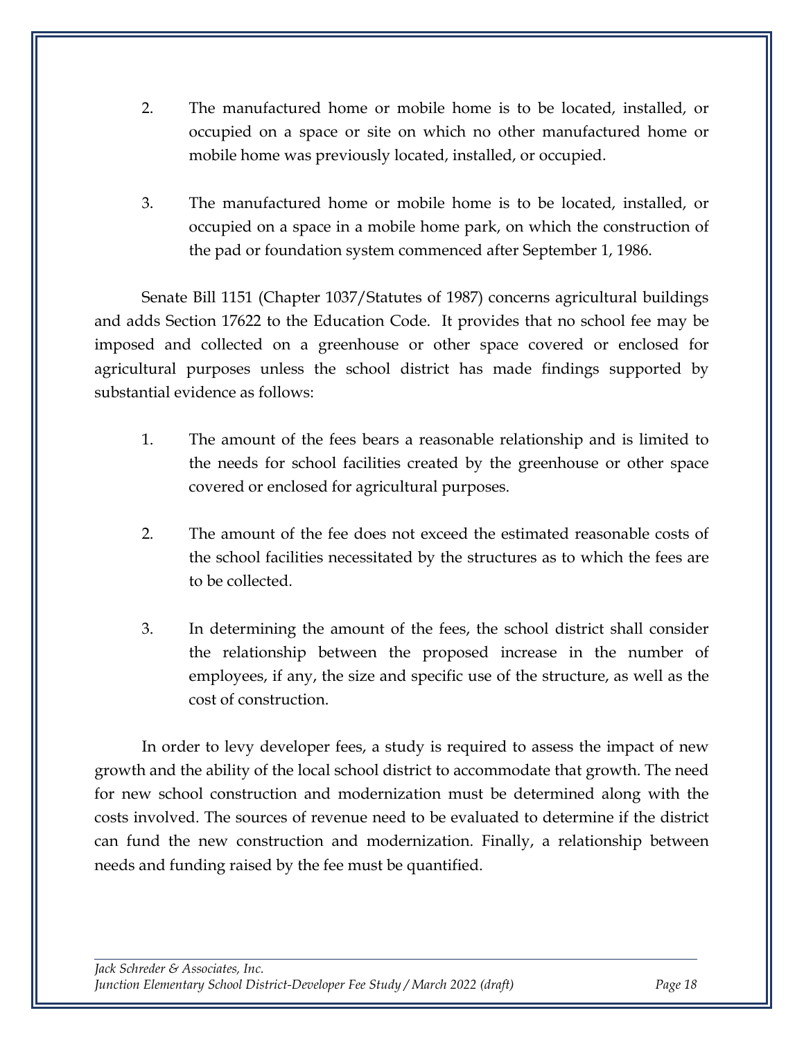2. The manufactured home or mobile home is to be located, installed, or occupied on a space or site on which no other manufactured home or mobile home was previously located, installed, or occupied.

3. The manufactured home or mobile home is to be located, installed, or occupied on a space in a mobile home park, on which the construction of the pad or foundation system commenced after September 1, 1986.

Senate Bill 1151 (Chapter 1037/Statutes of 1987) concerns agricultural buildings and adds Section 17622 to the Education Code. It provides that no school fee may be imposed and collected on a greenhouse or other space covered or enclosed for agricultural purposes unless the school district has made findings supported by substantial evidence as follows:

1. The amount of the fees bears a reasonable relationship and is limited to the needs for school facilities created by the greenhouse or other space covered or enclosed for agricultural purposes.

2. The amount of the fee does not exceed the estimated reasonable costs of the school facilities necessitated by the structures as to which the fees are to be collected.

3. In determining the amount of the fees, the school district shall consider the relationship between the proposed increase in the number of employees, if any, the size and specific use of the structure, as well as the cost of construction.

In order to levy developer fees, a study is required to assess the impact of new growth and the ability of the local school district to accommodate that growth. The need for new school construction and modernization must be determined along with the costs involved. The sources of revenue need to be evaluated to determine if the district can fund the new construction and modernization. Finally, a relationship between needs and funding raised by the fee must be quantified.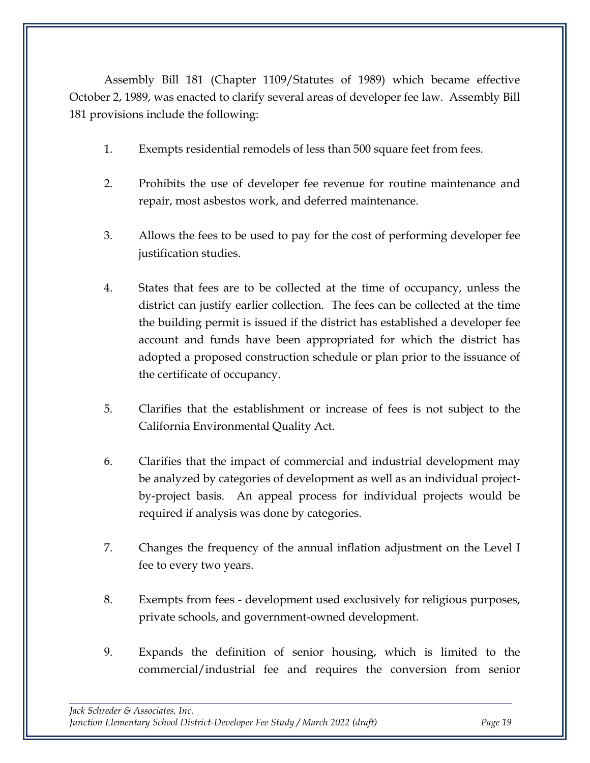Assembly Bill 181 (Chapter 1109/Statutes of 1989) which became effective October 2, 1989, was enacted to clarify several areas of developer fee law. Assembly Bill 181 provisions include the following:

1. Exempts residential remodels of less than 500 square feet from fees.

2. Prohibits the use of developer fee revenue for routine maintenance and repair, most asbestos work, and deferred maintenance.

3. Allows the fees to be used to pay for the cost of performing developer fee justification studies.

4. States that fees are to be collected at the time of occupancy, unless the district can justify earlier collection. The fees can be collected at the time the building permit is issued if the district has established a developer fee account and funds have been appropriated for which the district has adopted a proposed construction schedule or plan prior to the issuance of the certificate of occupancy.

5. Clarifies that the establishment or increase of fees is not subject to the California Environmental Quality Act.

6. Clarifies that the impact of commercial and industrial development may be analyzed by categories of development as well as an individual project-by-project basis. An appeal process for individual projects would be required if analysis was done by categories.

7. Changes the frequency of the annual inflation adjustment on the Level I fee to every two years.

8. Exempts from fees - development used exclusively for religious purposes, private schools, and government-owned development.

9. Expands the definition of senior housing, which is limited to the commercial/industrial fee and requires the conversion from senior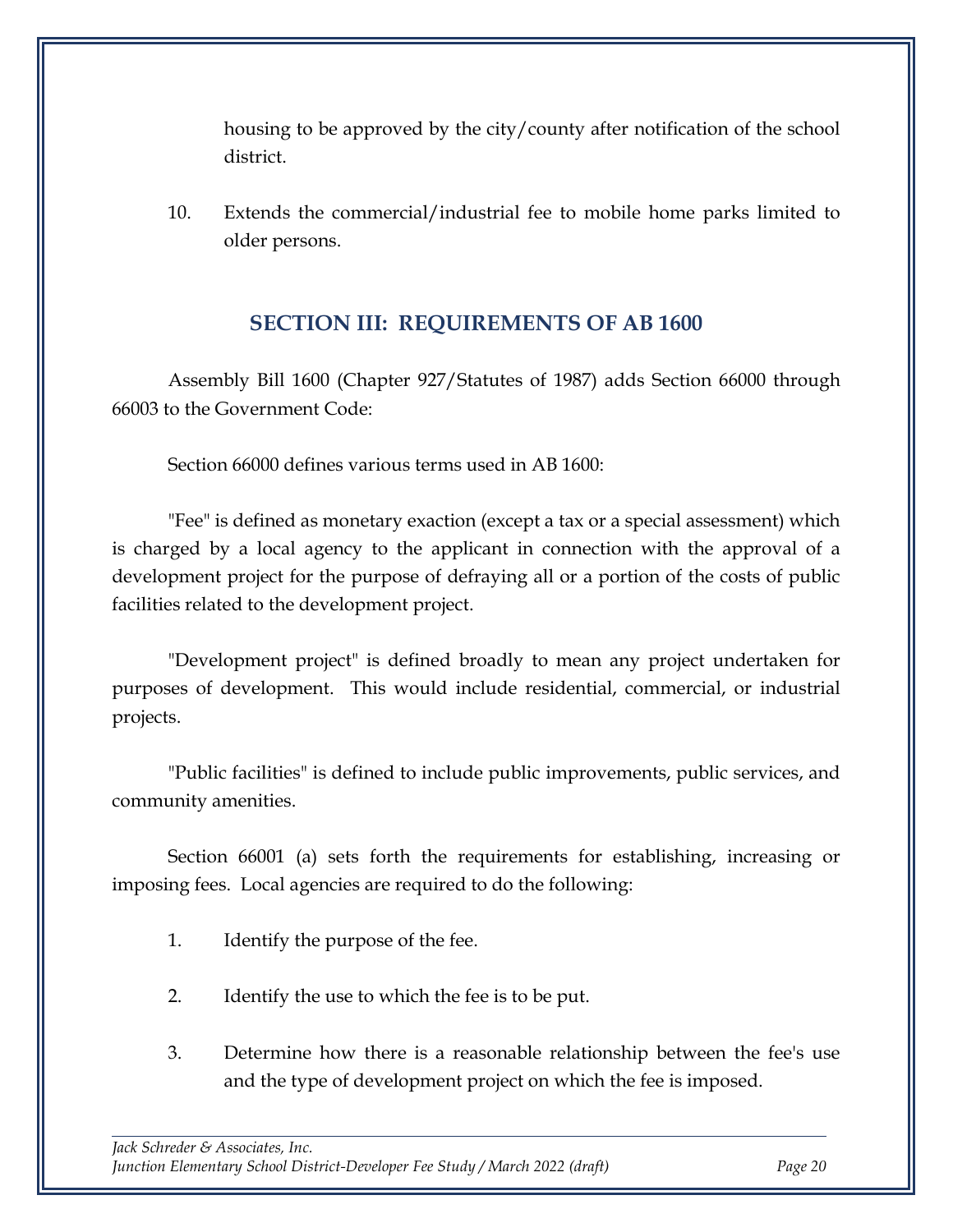housing to be approved by the city/county after notification of the school district.

10. Extends the commercial/industrial fee to mobile home parks limited to older persons.

## SECTION III: REQUIREMENTS OF AB 1600

Assembly Bill 1600 (Chapter 927/Statutes of 1987) adds Section 66000 through 66003 to the Government Code:

Section 66000 defines various terms used in AB 1600:

"Fee" is defined as monetary exaction (except a tax or a special assessment) which is charged by a local agency to the applicant in connection with the approval of a development project for the purpose of defraying all or a portion of the costs of public facilities related to the development project.

"Development project" is defined broadly to mean any project undertaken for purposes of development. This would include residential, commercial, or industrial projects.

"Public facilities" is defined to include public improvements, public services, and community amenities.

Section 66001 (a) sets forth the requirements for establishing, increasing or imposing fees. Local agencies are required to do the following:

1. Identify the purpose of the fee.

2. Identify the use to which the fee is to be put.

3. Determine how there is a reasonable relationship between the fee's use and the type of development project on which the fee is imposed.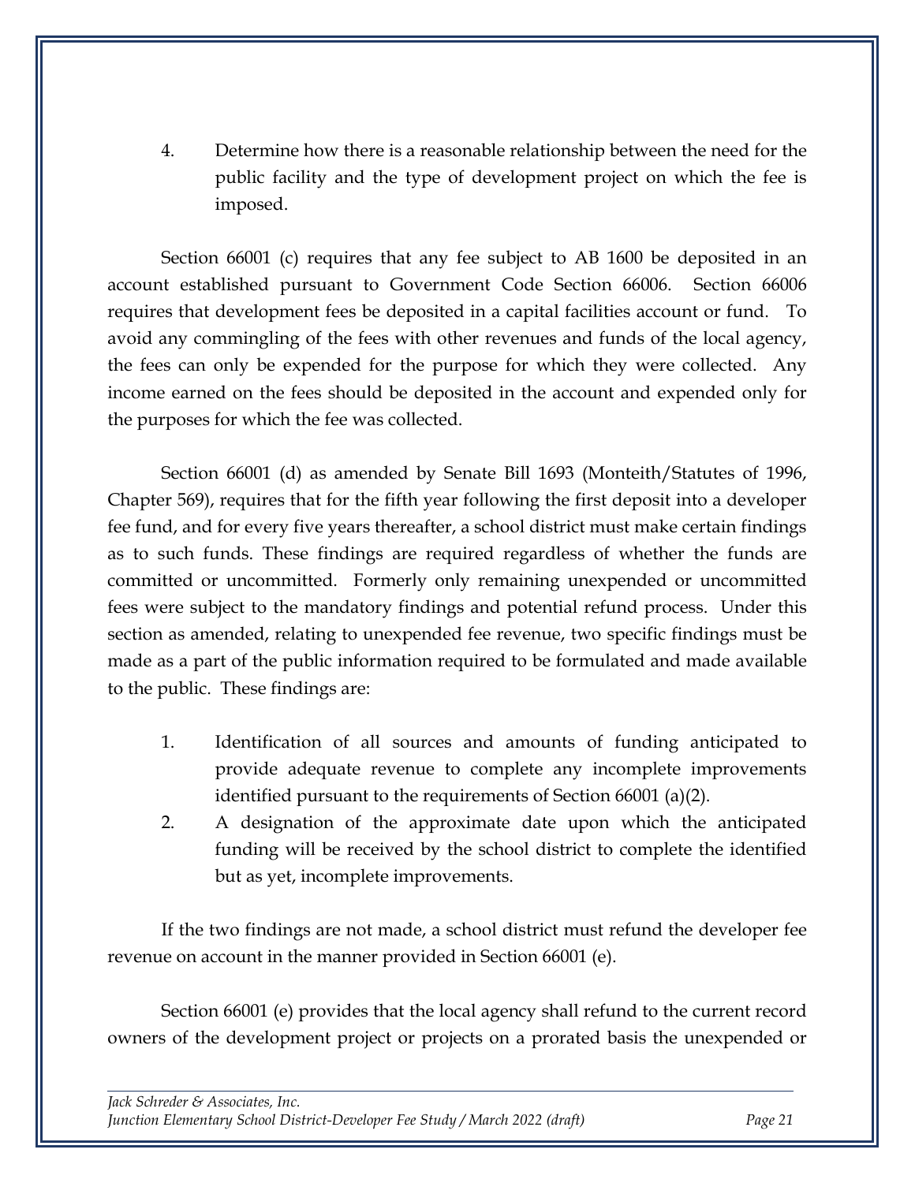4. Determine how there is a reasonable relationship between the need for the public facility and the type of development project on which the fee is imposed.

Section 66001 (c) requires that any fee subject to AB 1600 be deposited in an account established pursuant to Government Code Section 66006. Section 66006 requires that development fees be deposited in a capital facilities account or fund. To avoid any commingling of the fees with other revenues and funds of the local agency, the fees can only be expended for the purpose for which they were collected. Any income earned on the fees should be deposited in the account and expended only for the purposes for which the fee was collected.

Section 66001 (d) as amended by Senate Bill 1693 (Monteith/Statutes of 1996, Chapter 569), requires that for the fifth year following the first deposit into a developer fee fund, and for every five years thereafter, a school district must make certain findings as to such funds. These findings are required regardless of whether the funds are committed or uncommitted. Formerly only remaining unexpended or uncommitted fees were subject to the mandatory findings and potential refund process. Under this section as amended, relating to unexpended fee revenue, two specific findings must be made as a part of the public information required to be formulated and made available to the public. These findings are:

1. Identification of all sources and amounts of funding anticipated to provide adequate revenue to complete any incomplete improvements identified pursuant to the requirements of Section 66001 (a)(2).
2. A designation of the approximate date upon which the anticipated funding will be received by the school district to complete the identified but as yet, incomplete improvements.

If the two findings are not made, a school district must refund the developer fee revenue on account in the manner provided in Section 66001 (e).

Section 66001 (e) provides that the local agency shall refund to the current record owners of the development project or projects on a prorated basis the unexpended or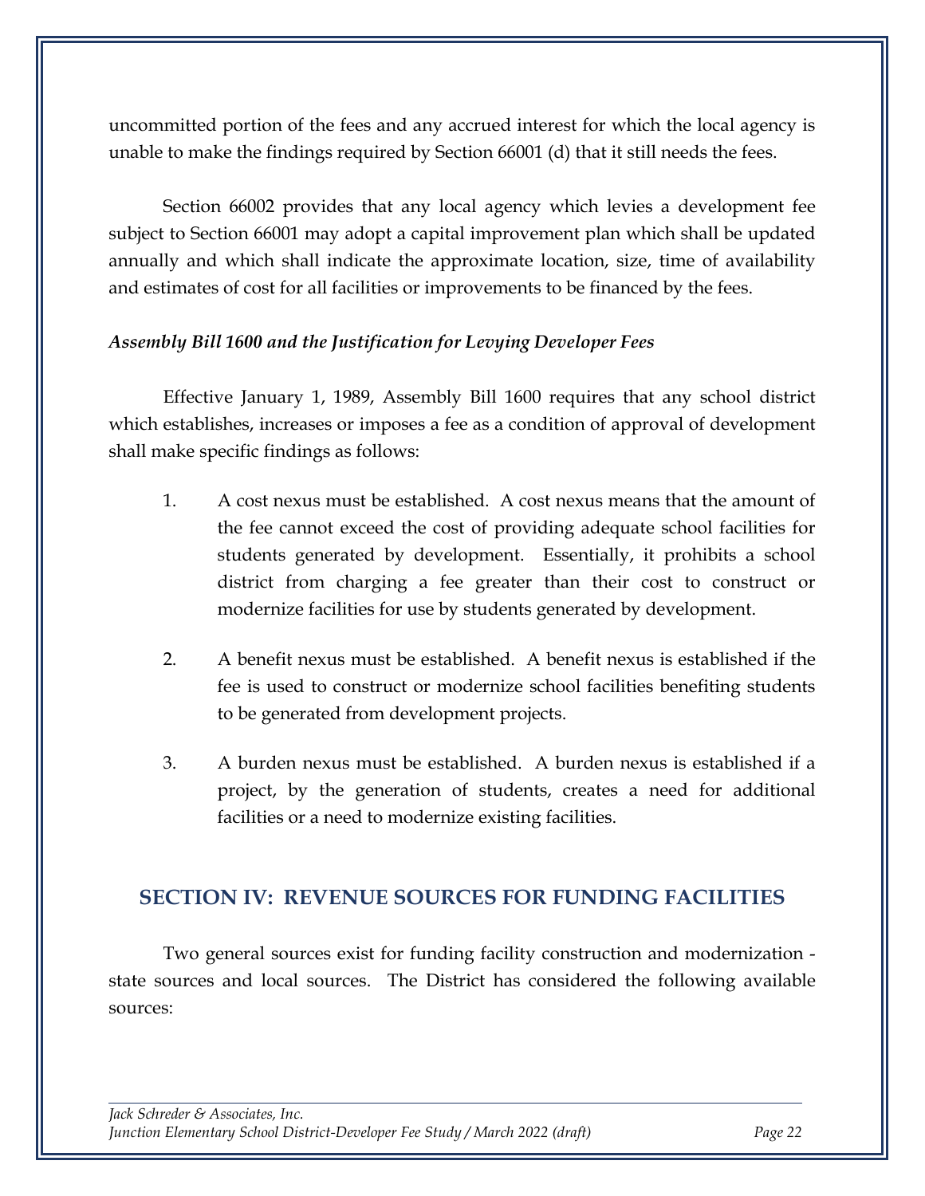uncommitted portion of the fees and any accrued interest for which the local agency is unable to make the findings required by Section 66001 (d) that it still needs the fees.

Section 66002 provides that any local agency which levies a development fee subject to Section 66001 may adopt a capital improvement plan which shall be updated annually and which shall indicate the approximate location, size, time of availability and estimates of cost for all facilities or improvements to be financed by the fees.

***Assembly Bill 1600 and the Justification for Levying Developer Fees***

Effective January 1, 1989, Assembly Bill 1600 requires that any school district which establishes, increases or imposes a fee as a condition of approval of development shall make specific findings as follows:

1. A cost nexus must be established. A cost nexus means that the amount of the fee cannot exceed the cost of providing adequate school facilities for students generated by development. Essentially, it prohibits a school district from charging a fee greater than their cost to construct or modernize facilities for use by students generated by development.

2. A benefit nexus must be established. A benefit nexus is established if the fee is used to construct or modernize school facilities benefiting students to be generated from development projects.

3. A burden nexus must be established. A burden nexus is established if a project, by the generation of students, creates a need for additional facilities or a need to modernize existing facilities.

## SECTION IV: REVENUE SOURCES FOR FUNDING FACILITIES

Two general sources exist for funding facility construction and modernization - state sources and local sources. The District has considered the following available sources: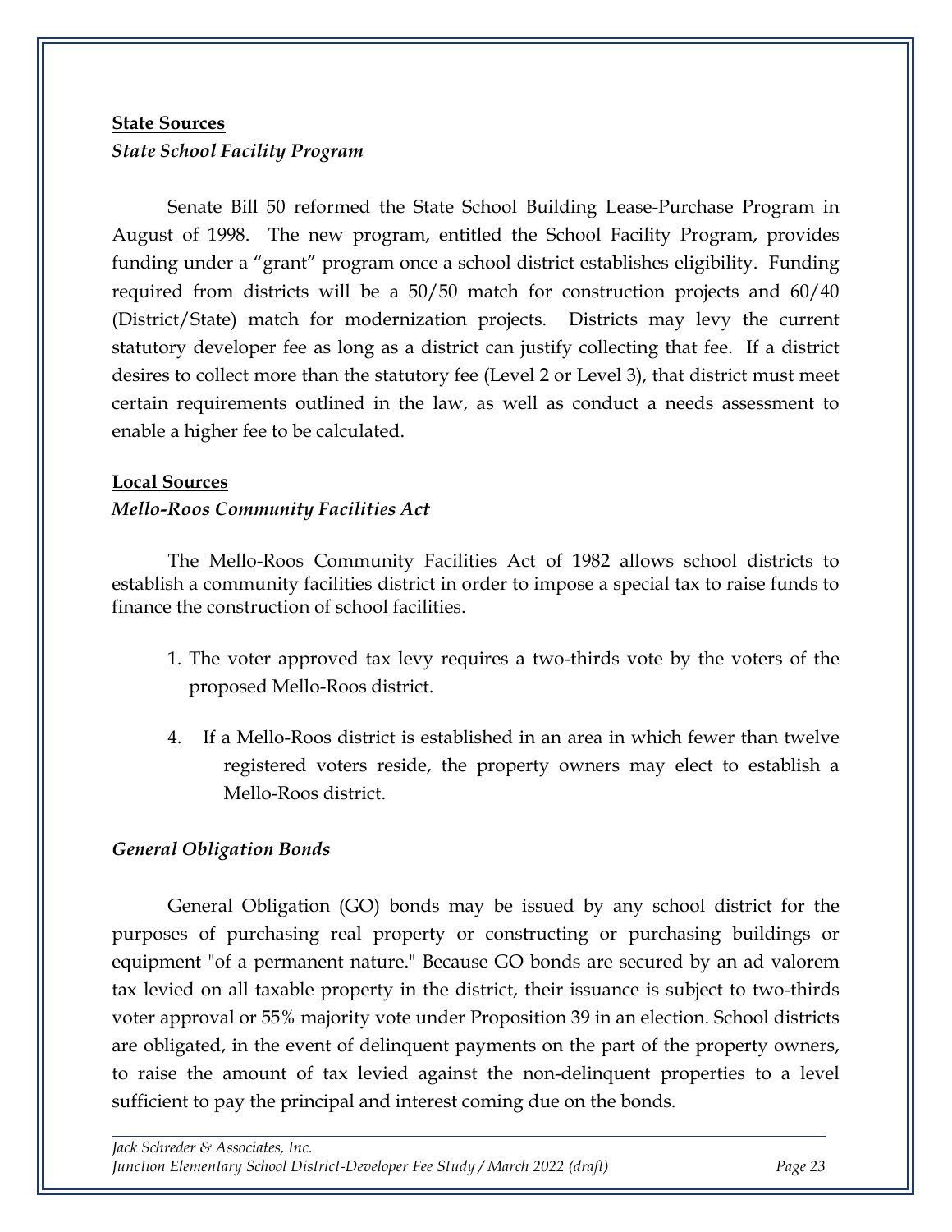**State Sources**

***State School Facility Program***

Senate Bill 50 reformed the State School Building Lease-Purchase Program in August of 1998. The new program, entitled the School Facility Program, provides funding under a "grant" program once a school district establishes eligibility. Funding required from districts will be a 50/50 match for construction projects and 60/40 (District/State) match for modernization projects. Districts may levy the current statutory developer fee as long as a district can justify collecting that fee. If a district desires to collect more than the statutory fee (Level 2 or Level 3), that district must meet certain requirements outlined in the law, as well as conduct a needs assessment to enable a higher fee to be calculated.

**Local Sources**

***Mello-Roos Community Facilities Act***

The Mello-Roos Community Facilities Act of 1982 allows school districts to establish a community facilities district in order to impose a special tax to raise funds to finance the construction of school facilities.

1. The voter approved tax levy requires a two-thirds vote by the voters of the proposed Mello-Roos district.

4. If a Mello-Roos district is established in an area in which fewer than twelve registered voters reside, the property owners may elect to establish a Mello-Roos district.

***General Obligation Bonds***

General Obligation (GO) bonds may be issued by any school district for the purposes of purchasing real property or constructing or purchasing buildings or equipment "of a permanent nature." Because GO bonds are secured by an ad valorem tax levied on all taxable property in the district, their issuance is subject to two-thirds voter approval or 55% majority vote under Proposition 39 in an election. School districts are obligated, in the event of delinquent payments on the part of the property owners, to raise the amount of tax levied against the non-delinquent properties to a level sufficient to pay the principal and interest coming due on the bonds.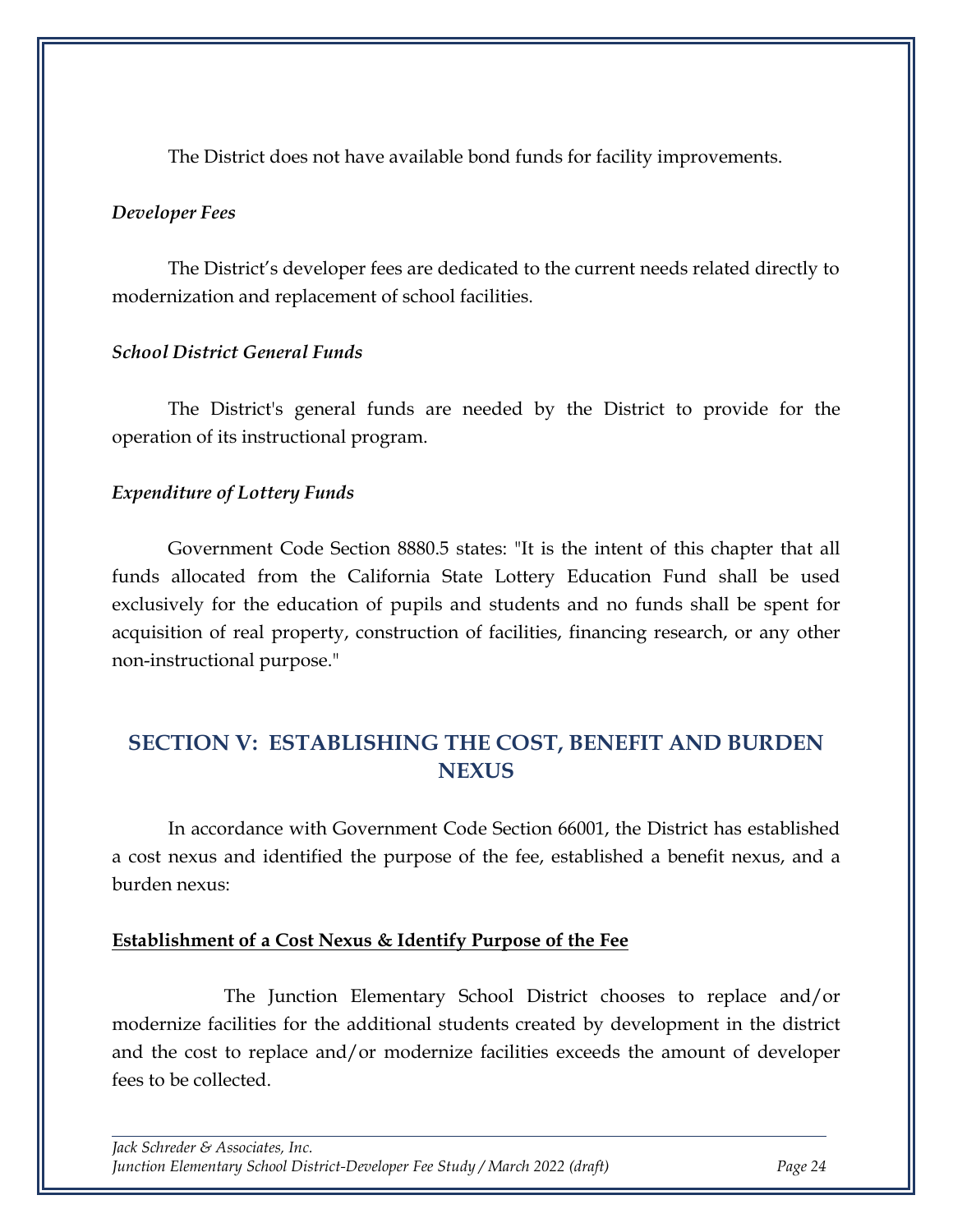The District does not have available bond funds for facility improvements.

***Developer Fees***

The District's developer fees are dedicated to the current needs related directly to modernization and replacement of school facilities.

***School District General Funds***

The District's general funds are needed by the District to provide for the operation of its instructional program.

***Expenditure of Lottery Funds***

Government Code Section 8880.5 states: "It is the intent of this chapter that all funds allocated from the California State Lottery Education Fund shall be used exclusively for the education of pupils and students and no funds shall be spent for acquisition of real property, construction of facilities, financing research, or any other non-instructional purpose."

## SECTION V: ESTABLISHING THE COST, BENEFIT AND BURDEN NEXUS

In accordance with Government Code Section 66001, the District has established a cost nexus and identified the purpose of the fee, established a benefit nexus, and a burden nexus:

**Establishment of a Cost Nexus & Identify Purpose of the Fee**

The Junction Elementary School District chooses to replace and/or modernize facilities for the additional students created by development in the district and the cost to replace and/or modernize facilities exceeds the amount of developer fees to be collected.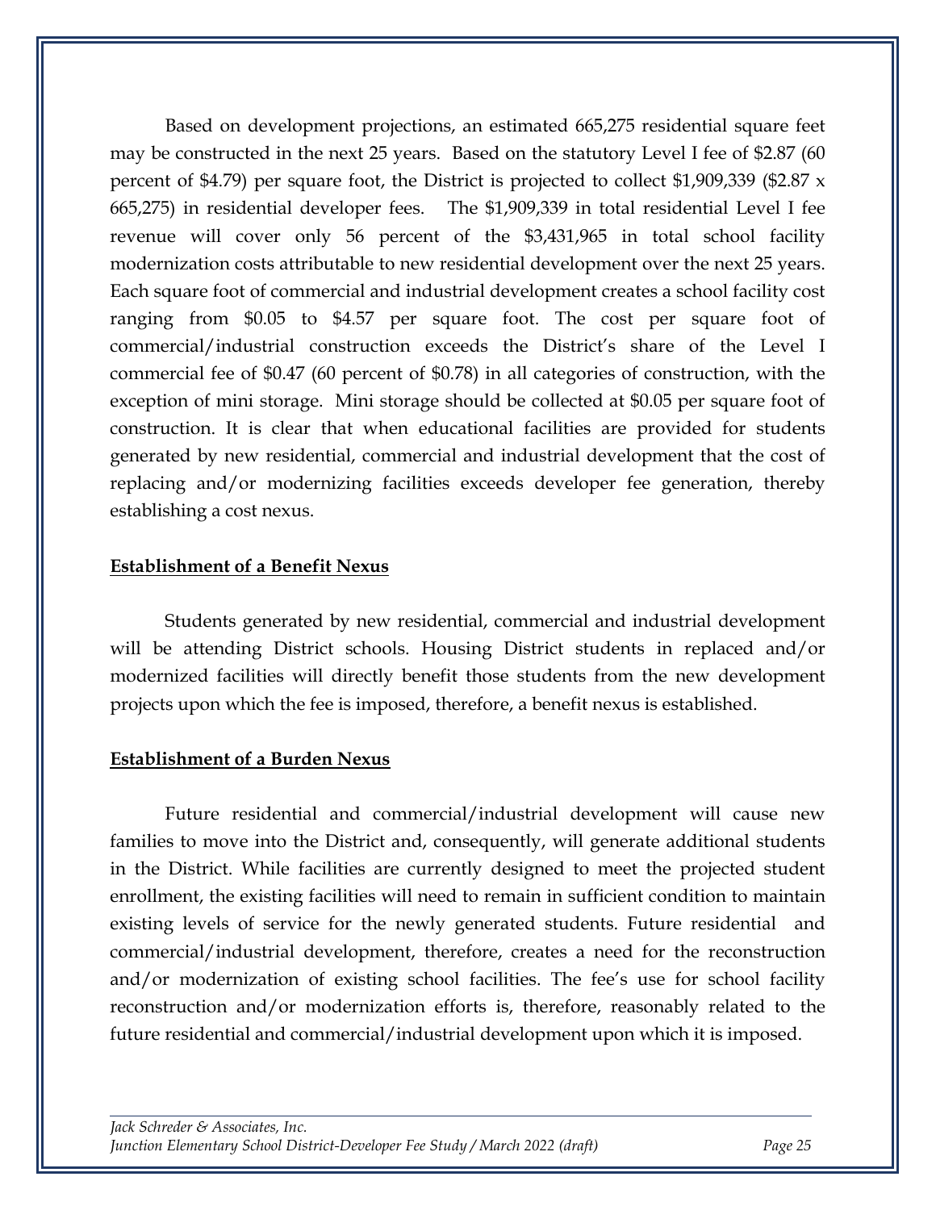Based on development projections, an estimated 665,275 residential square feet may be constructed in the next 25 years. Based on the statutory Level I fee of $2.87 (60 percent of $4.79) per square foot, the District is projected to collect $1,909,339 ($2.87 x 665,275) in residential developer fees. The $1,909,339 in total residential Level I fee revenue will cover only 56 percent of the $3,431,965 in total school facility modernization costs attributable to new residential development over the next 25 years. Each square foot of commercial and industrial development creates a school facility cost ranging from $0.05 to $4.57 per square foot. The cost per square foot of commercial/industrial construction exceeds the District's share of the Level I commercial fee of $0.47 (60 percent of $0.78) in all categories of construction, with the exception of mini storage. Mini storage should be collected at $0.05 per square foot of construction. It is clear that when educational facilities are provided for students generated by new residential, commercial and industrial development that the cost of replacing and/or modernizing facilities exceeds developer fee generation, thereby establishing a cost nexus.

**Establishment of a Benefit Nexus**

Students generated by new residential, commercial and industrial development will be attending District schools. Housing District students in replaced and/or modernized facilities will directly benefit those students from the new development projects upon which the fee is imposed, therefore, a benefit nexus is established.

**Establishment of a Burden Nexus**

Future residential and commercial/industrial development will cause new families to move into the District and, consequently, will generate additional students in the District. While facilities are currently designed to meet the projected student enrollment, the existing facilities will need to remain in sufficient condition to maintain existing levels of service for the newly generated students. Future residential and commercial/industrial development, therefore, creates a need for the reconstruction and/or modernization of existing school facilities. The fee's use for school facility reconstruction and/or modernization efforts is, therefore, reasonably related to the future residential and commercial/industrial development upon which it is imposed.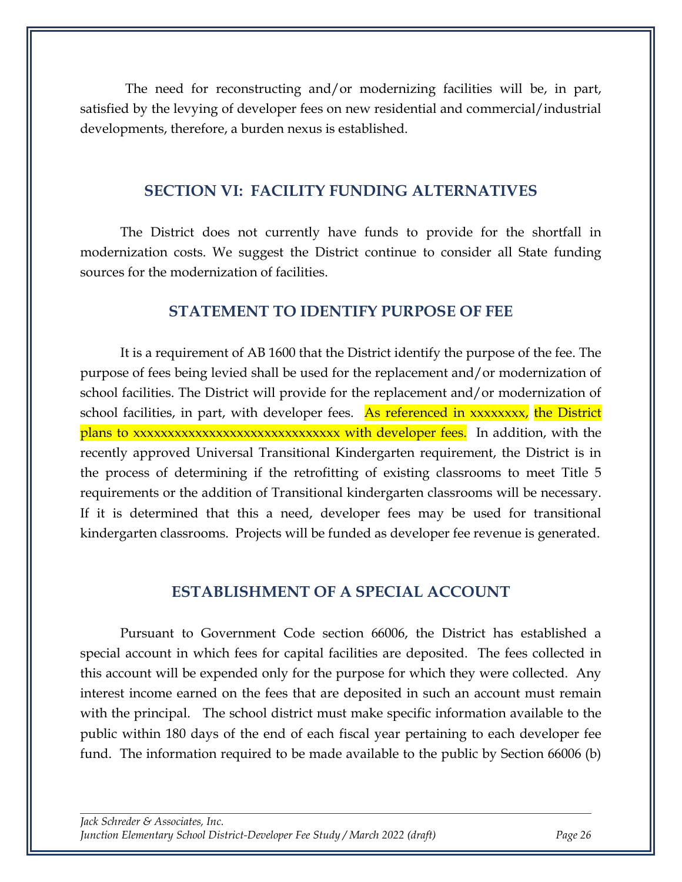The need for reconstructing and/or modernizing facilities will be, in part, satisfied by the levying of developer fees on new residential and commercial/industrial developments, therefore, a burden nexus is established.

## SECTION VI: FACILITY FUNDING ALTERNATIVES

The District does not currently have funds to provide for the shortfall in modernization costs. We suggest the District continue to consider all State funding sources for the modernization of facilities.

## STATEMENT TO IDENTIFY PURPOSE OF FEE

It is a requirement of AB 1600 that the District identify the purpose of the fee. The purpose of fees being levied shall be used for the replacement and/or modernization of school facilities. The District will provide for the replacement and/or modernization of school facilities, in part, with developer fees. As referenced in xxxxxxxx, the District plans to xxxxxxxxxxxxxxxxxxxxxxxxxxxxxx with developer fees. In addition, with the recently approved Universal Transitional Kindergarten requirement, the District is in the process of determining if the retrofitting of existing classrooms to meet Title 5 requirements or the addition of Transitional kindergarten classrooms will be necessary. If it is determined that this a need, developer fees may be used for transitional kindergarten classrooms. Projects will be funded as developer fee revenue is generated.

## ESTABLISHMENT OF A SPECIAL ACCOUNT

Pursuant to Government Code section 66006, the District has established a special account in which fees for capital facilities are deposited. The fees collected in this account will be expended only for the purpose for which they were collected. Any interest income earned on the fees that are deposited in such an account must remain with the principal. The school district must make specific information available to the public within 180 days of the end of each fiscal year pertaining to each developer fee fund. The information required to be made available to the public by Section 66006 (b)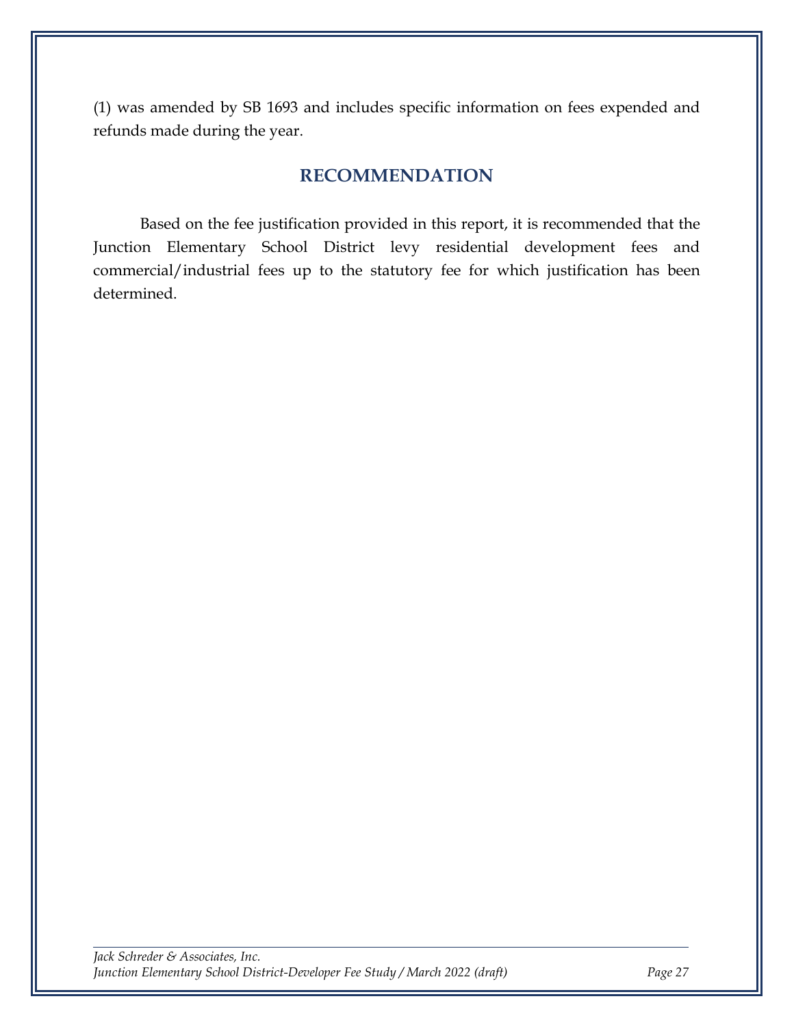(1) was amended by SB 1693 and includes specific information on fees expended and refunds made during the year.

## RECOMMENDATION

Based on the fee justification provided in this report, it is recommended that the Junction Elementary School District levy residential development fees and commercial/industrial fees up to the statutory fee for which justification has been determined.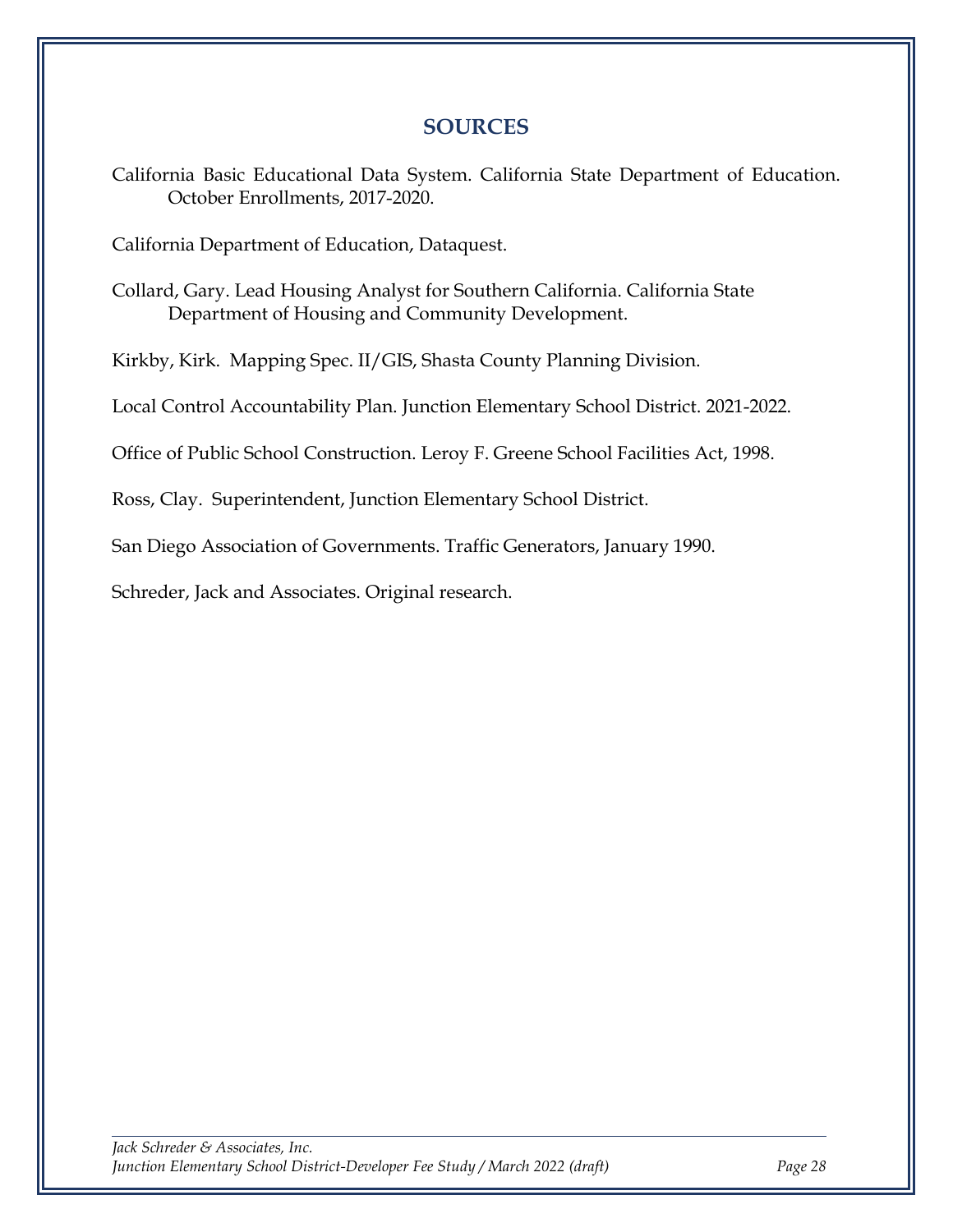## SOURCES

California Basic Educational Data System. California State Department of Education. October Enrollments, 2017-2020.

California Department of Education, Dataquest.

Collard, Gary. Lead Housing Analyst for Southern California. California State Department of Housing and Community Development.

Kirkby, Kirk. Mapping Spec. II/GIS, Shasta County Planning Division.

Local Control Accountability Plan. Junction Elementary School District. 2021-2022.

Office of Public School Construction. Leroy F. Greene School Facilities Act, 1998.

Ross, Clay. Superintendent, Junction Elementary School District.

San Diego Association of Governments. Traffic Generators, January 1990.

Schreder, Jack and Associates. Original research.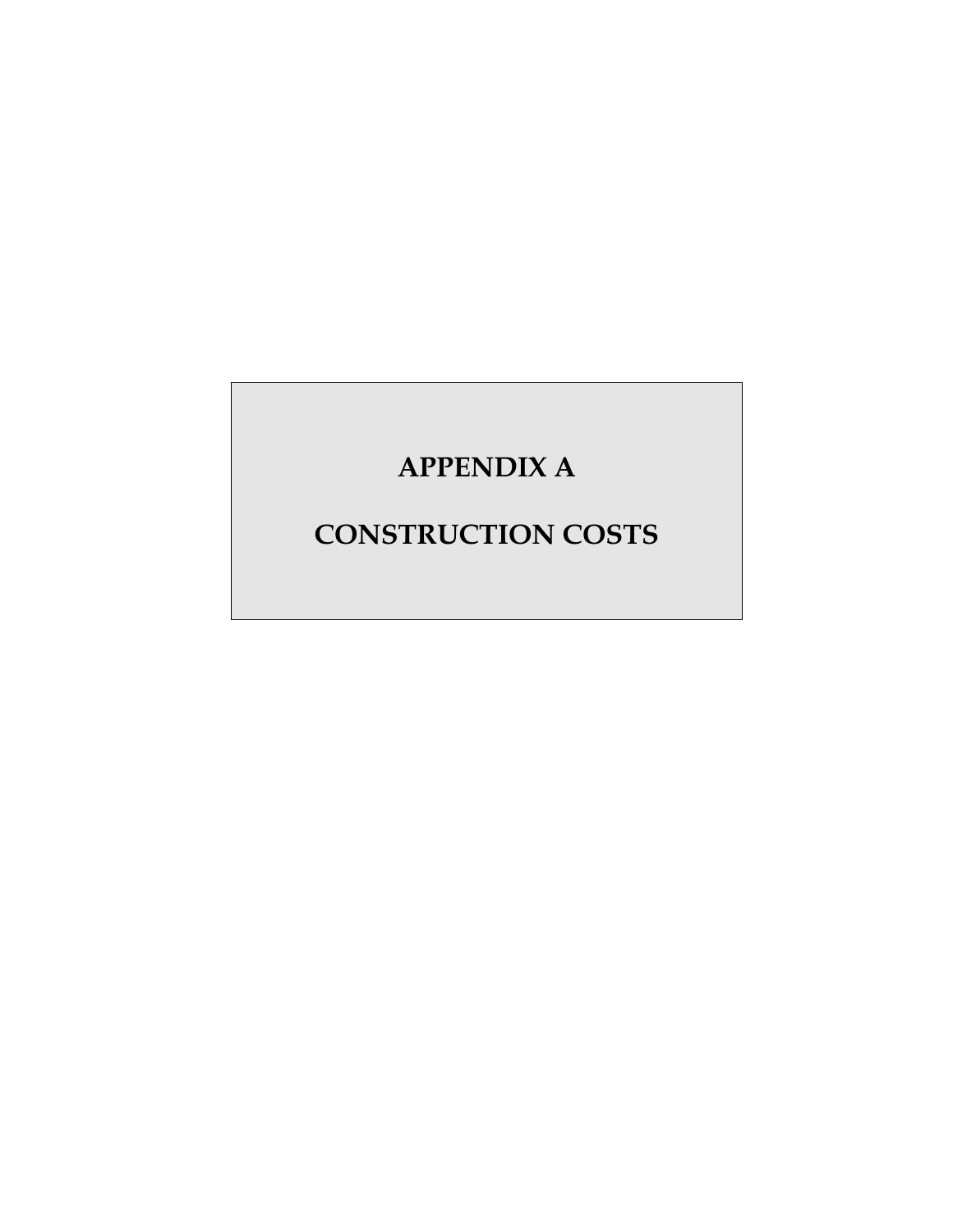# APPENDIX A

# CONSTRUCTION COSTS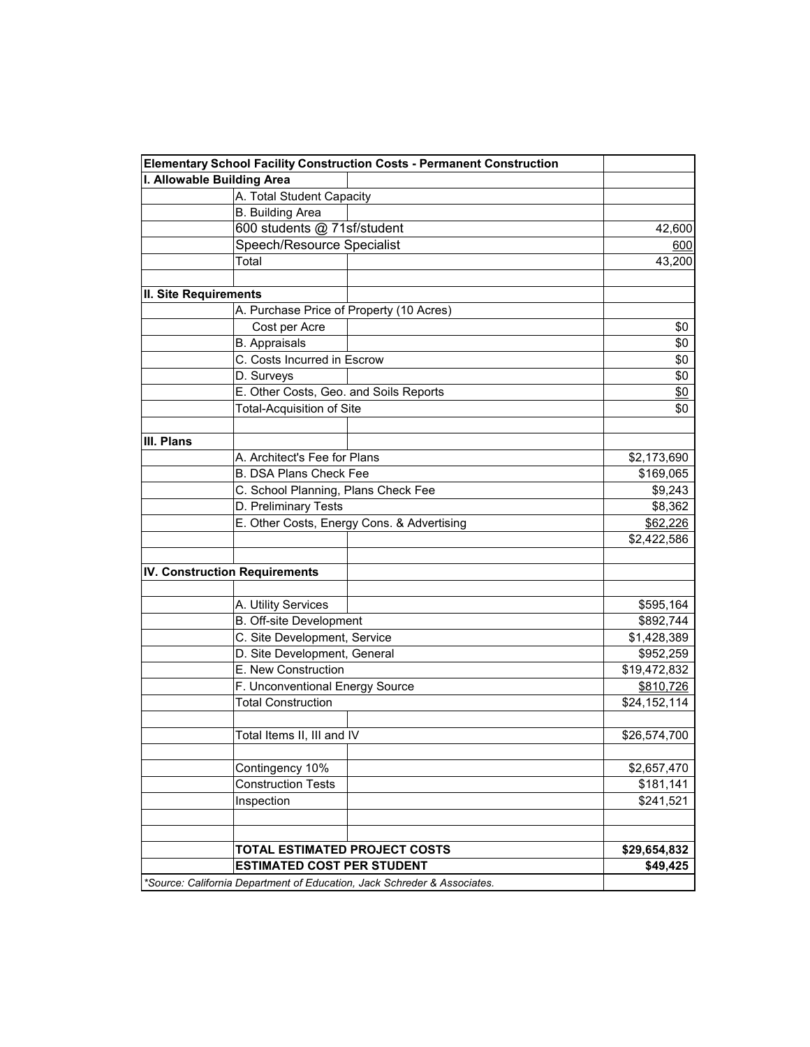| Elementary School Facility Construction Costs - Permanent Construction | | | |
|---|---|---|---|
| **I. Allowable Building Area** | | | |
| | A. Total Student Capacity | | |
| | B. Building Area | | |
| | 600 students @ 71sf/student | | 42,600 |
| | Speech/Resource Specialist | | 600 |
| | Total | | 43,200 |
| | | | |
| **II. Site Requirements** | | | |
| | A. Purchase Price of Property (10 Acres) | | |
| | Cost per Acre | | $0 |
| | B. Appraisals | | $0 |
| | C. Costs Incurred in Escrow | | $0 |
| | D. Surveys | | $0 |
| | E. Other Costs, Geo. and Soils Reports | | $0 |
| | Total-Acquisition of Site | | $0 |
| | | | |
| **III. Plans** | | | |
| | A. Architect's Fee for Plans | | $2,173,690 |
| | B. DSA Plans Check Fee | | $169,065 |
| | C. School Planning, Plans Check Fee | | $9,243 |
| | D. Preliminary Tests | | $8,362 |
| | E. Other Costs, Energy Cons. & Advertising | | $62,226 |
| | | | $2,422,586 |
| | | | |
| **IV. Construction Requirements** | | | |
| | | | |
| | A. Utility Services | | $595,164 |
| | B. Off-site Development | | $892,744 |
| | C. Site Development, Service | | $1,428,389 |
| | D. Site Development, General | | $952,259 |
| | E. New Construction | | $19,472,832 |
| | F. Unconventional Energy Source | | $810,726 |
| | Total Construction | | $24,152,114 |
| | | | |
| | Total Items II, III and IV | | $26,574,700 |
| | | | |
| | Contingency 10% | | $2,657,470 |
| | Construction Tests | | $181,141 |
| | Inspection | | $241,521 |
| | | | |
| | | | |
| | **TOTAL ESTIMATED PROJECT COSTS** | | **$29,654,832** |
| | **ESTIMATED COST PER STUDENT** | | **$49,425** |
| *\*Source: California Department of Education, Jack Schreder & Associates.* | | | |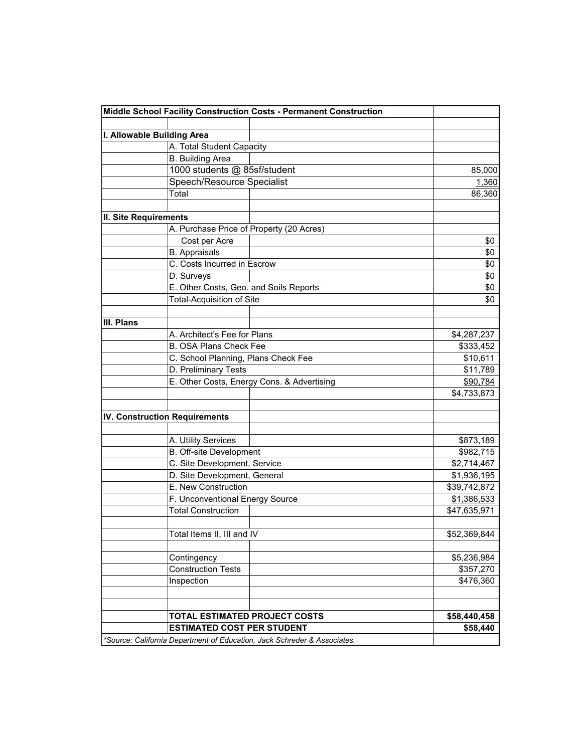| Middle School Facility Construction Costs - Permanent Construction | | | |
|---|---|---|---|
| | | | |
| **I. Allowable Building Area** | | | |
| | A. Total Student Capacity | | |
| | B. Building Area | | |
| | 1000 students @ 85sf/student | | 85,000 |
| | Speech/Resource Specialist | | 1,360 |
| | Total | | 86,360 |
| | | | |
| **II. Site Requirements** | | | |
| | A. Purchase Price of Property (20 Acres) | | |
| | Cost per Acre | | $0 |
| | B. Appraisals | | $0 |
| | C. Costs Incurred in Escrow | | $0 |
| | D. Surveys | | $0 |
| | E. Other Costs, Geo. and Soils Reports | | $0 |
| | Total-Acquisition of Site | | $0 |
| | | | |
| **III. Plans** | | | |
| | A. Architect's Fee for Plans | | $4,287,237 |
| | B. OSA Plans Check Fee | | $333,452 |
| | C. School Planning, Plans Check Fee | | $10,611 |
| | D. Preliminary Tests | | $11,789 |
| | E. Other Costs, Energy Cons. & Advertising | | $90,784 |
| | | | $4,733,873 |
| | | | |
| **IV. Construction Requirements** | | | |
| | | | |
| | A. Utility Services | | $873,189 |
| | B. Off-site Development | | $982,715 |
| | C. Site Development, Service | | $2,714,467 |
| | D. Site Development, General | | $1,936,195 |
| | E. New Construction | | $39,742,872 |
| | F. Unconventional Energy Source | | $1,386,533 |
| | Total Construction | | $47,635,971 |
| | | | |
| | Total Items II, III and IV | | $52,369,844 |
| | | | |
| | Contingency | | $5,236,984 |
| | Construction Tests | | $357,270 |
| | Inspection | | $476,360 |
| | | | |
| | | | |
| | **TOTAL ESTIMATED PROJECT COSTS** | | **$58,440,458** |
| | **ESTIMATED COST PER STUDENT** | | **$58,440** |
| *\*Source: California Department of Education, Jack Schreder & Associates.* | | | |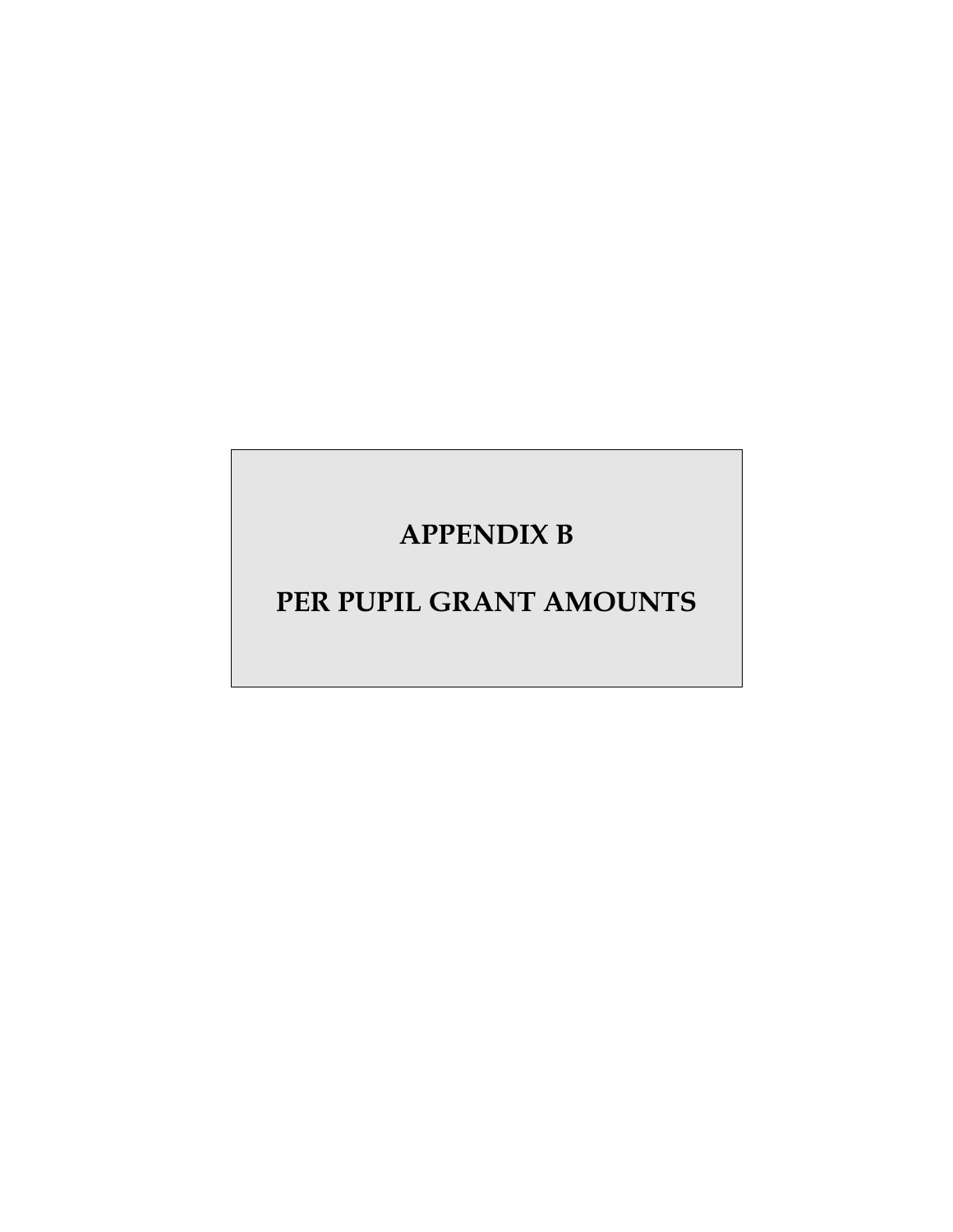# APPENDIX B

# PER PUPIL GRANT AMOUNTS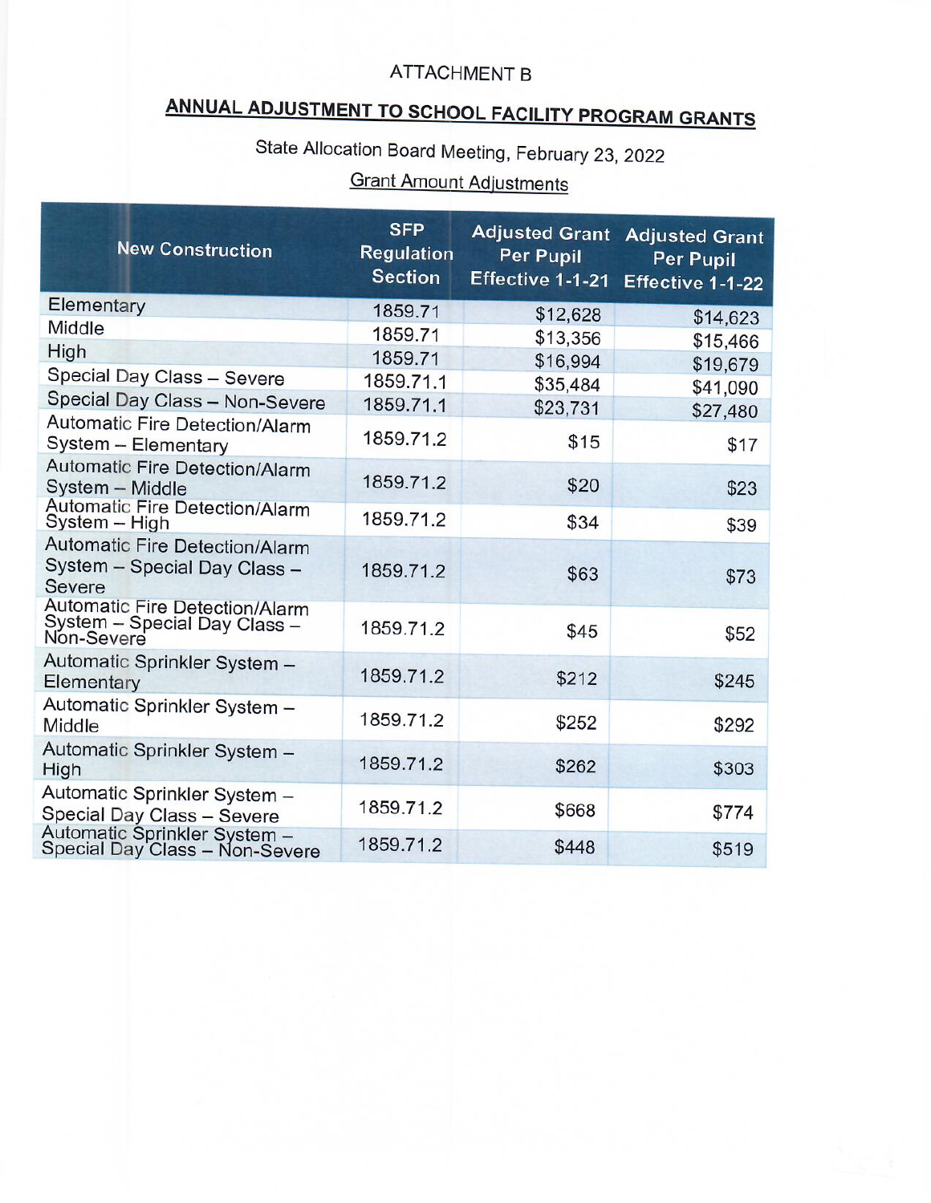ATTACHMENT B

# ANNUAL ADJUSTMENT TO SCHOOL FACILITY PROGRAM GRANTS

State Allocation Board Meeting, February 23, 2022

Grant Amount Adjustments

| New Construction | SFP Regulation Section | Adjusted Grant Per Pupil Effective 1-1-21 | Adjusted Grant Per Pupil Effective 1-1-22 |
|---|---|---|---|
| Elementary | 1859.71 | $12,628 | $14,623 |
| Middle | 1859.71 | $13,356 | $15,466 |
| High | 1859.71 | $16,994 | $19,679 |
| Special Day Class – Severe | 1859.71.1 | $35,484 | $41,090 |
| Special Day Class – Non-Severe | 1859.71.1 | $23,731 | $27,480 |
| Automatic Fire Detection/Alarm System – Elementary | 1859.71.2 | $15 | $17 |
| Automatic Fire Detection/Alarm System – Middle | 1859.71.2 | $20 | $23 |
| Automatic Fire Detection/Alarm System – High | 1859.71.2 | $34 | $39 |
| Automatic Fire Detection/Alarm System – Special Day Class – Severe | 1859.71.2 | $63 | $73 |
| Automatic Fire Detection/Alarm System – Special Day Class – Non-Severe | 1859.71.2 | $45 | $52 |
| Automatic Sprinkler System – Elementary | 1859.71.2 | $212 | $245 |
| Automatic Sprinkler System – Middle | 1859.71.2 | $252 | $292 |
| Automatic Sprinkler System – High | 1859.71.2 | $262 | $303 |
| Automatic Sprinkler System – Special Day Class – Severe | 1859.71.2 | $668 | $774 |
| Automatic Sprinkler System – Special Day Class – Non-Severe | 1859.71.2 | $448 | $519 |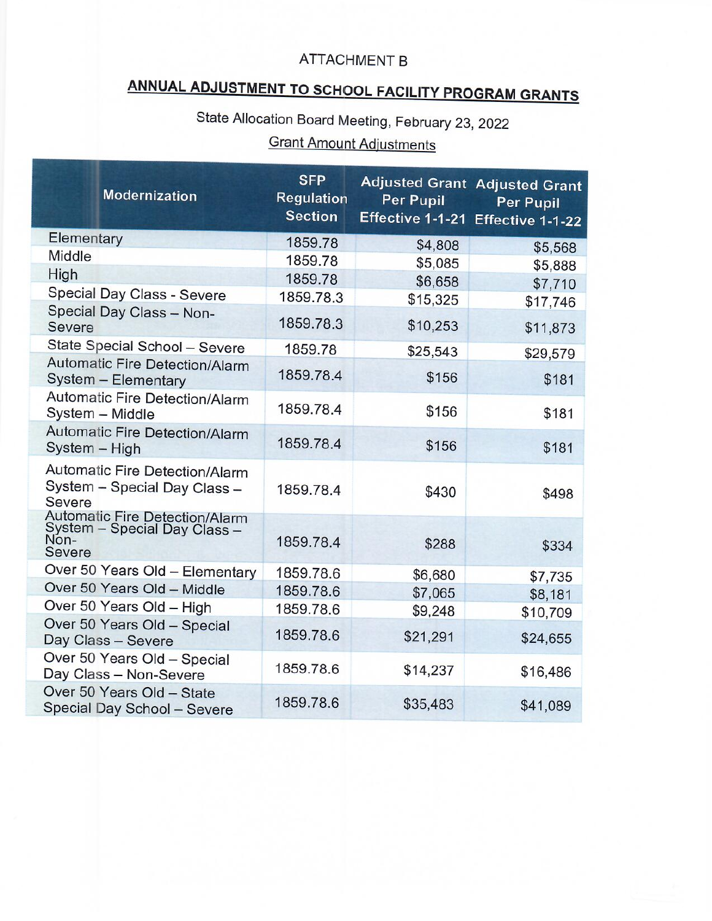ATTACHMENT B

## ANNUAL ADJUSTMENT TO SCHOOL FACILITY PROGRAM GRANTS

State Allocation Board Meeting, February 23, 2022

Grant Amount Adjustments

| Modernization | SFP Regulation Section | Adjusted Grant Per Pupil Effective 1-1-21 | Adjusted Grant Per Pupil Effective 1-1-22 |
|---|---|---|---|
| Elementary | 1859.78 | $4,808 | $5,568 |
| Middle | 1859.78 | $5,085 | $5,888 |
| High | 1859.78 | $6,658 | $7,710 |
| Special Day Class - Severe | 1859.78.3 | $15,325 | $17,746 |
| Special Day Class – Non-Severe | 1859.78.3 | $10,253 | $11,873 |
| State Special School – Severe | 1859.78 | $25,543 | $29,579 |
| Automatic Fire Detection/Alarm System – Elementary | 1859.78.4 | $156 | $181 |
| Automatic Fire Detection/Alarm System – Middle | 1859.78.4 | $156 | $181 |
| Automatic Fire Detection/Alarm System – High | 1859.78.4 | $156 | $181 |
| Automatic Fire Detection/Alarm System – Special Day Class – Severe | 1859.78.4 | $430 | $498 |
| Automatic Fire Detection/Alarm System – Special Day Class – Non-Severe | 1859.78.4 | $288 | $334 |
| Over 50 Years Old – Elementary | 1859.78.6 | $6,680 | $7,735 |
| Over 50 Years Old – Middle | 1859.78.6 | $7,065 | $8,181 |
| Over 50 Years Old – High | 1859.78.6 | $9,248 | $10,709 |
| Over 50 Years Old – Special Day Class – Severe | 1859.78.6 | $21,291 | $24,655 |
| Over 50 Years Old – Special Day Class – Non-Severe | 1859.78.6 | $14,237 | $16,486 |
| Over 50 Years Old – State Special Day School – Severe | 1859.78.6 | $35,483 | $41,089 |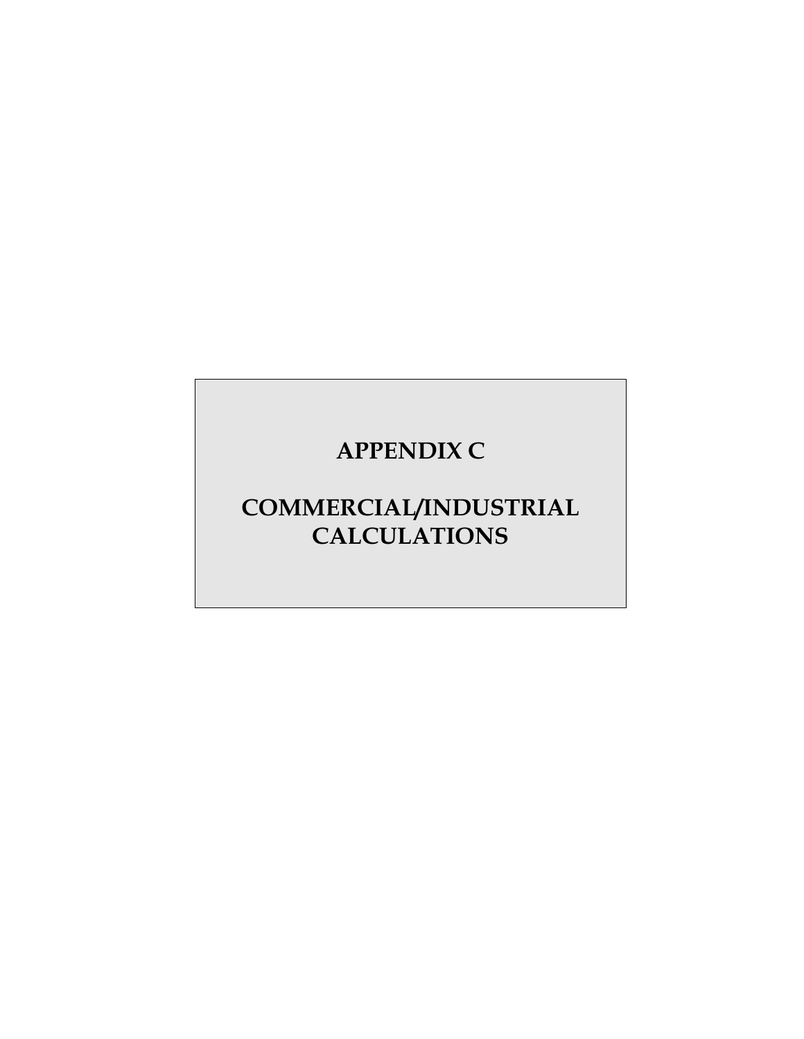# APPENDIX C

# COMMERCIAL/INDUSTRIAL CALCULATIONS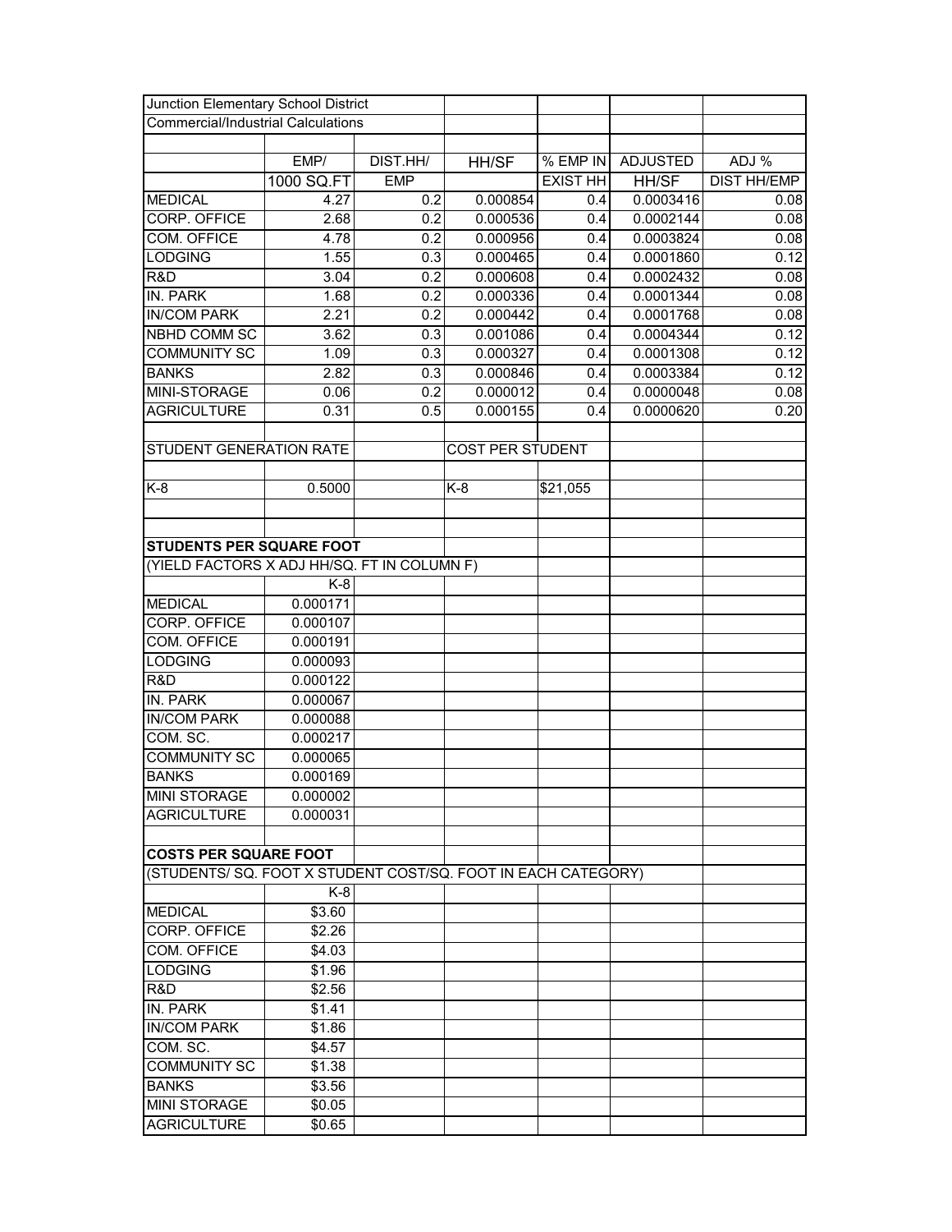| Junction Elementary School District | | | | | | |
|---|---|---|---|---|---|---|
| Commercial/Industrial Calculations | | | | | | |
| | | | | | | |
| | EMP/ | DIST.HH/ | HH/SF | % EMP IN | ADJUSTED | ADJ % |
| | 1000 SQ.FT | EMP | | EXIST HH | HH/SF | DIST HH/EMP |
| MEDICAL | 4.27 | 0.2 | 0.000854 | 0.4 | 0.0003416 | 0.08 |
| CORP. OFFICE | 2.68 | 0.2 | 0.000536 | 0.4 | 0.0002144 | 0.08 |
| COM. OFFICE | 4.78 | 0.2 | 0.000956 | 0.4 | 0.0003824 | 0.08 |
| LODGING | 1.55 | 0.3 | 0.000465 | 0.4 | 0.0001860 | 0.12 |
| R&D | 3.04 | 0.2 | 0.000608 | 0.4 | 0.0002432 | 0.08 |
| IN. PARK | 1.68 | 0.2 | 0.000336 | 0.4 | 0.0001344 | 0.08 |
| IN/COM PARK | 2.21 | 0.2 | 0.000442 | 0.4 | 0.0001768 | 0.08 |
| NBHD COMM SC | 3.62 | 0.3 | 0.001086 | 0.4 | 0.0004344 | 0.12 |
| COMMUNITY SC | 1.09 | 0.3 | 0.000327 | 0.4 | 0.0001308 | 0.12 |
| BANKS | 2.82 | 0.3 | 0.000846 | 0.4 | 0.0003384 | 0.12 |
| MINI-STORAGE | 0.06 | 0.2 | 0.000012 | 0.4 | 0.0000048 | 0.08 |
| AGRICULTURE | 0.31 | 0.5 | 0.000155 | 0.4 | 0.0000620 | 0.20 |
| | | | | | | |
| STUDENT GENERATION RATE | | | COST PER STUDENT | | | |
| | | | | | | |
| K-8 | 0.5000 | | K-8 | $21,055 | | |
| | | | | | | |
| | | | | | | |
| **STUDENTS PER SQUARE FOOT** | | | | | | |
| (YIELD FACTORS X ADJ HH/SQ. FT IN COLUMN F) | | | | | | |
| | K-8 | | | | | |
| MEDICAL | 0.000171 | | | | | |
| CORP. OFFICE | 0.000107 | | | | | |
| COM. OFFICE | 0.000191 | | | | | |
| LODGING | 0.000093 | | | | | |
| R&D | 0.000122 | | | | | |
| IN. PARK | 0.000067 | | | | | |
| IN/COM PARK | 0.000088 | | | | | |
| COM. SC. | 0.000217 | | | | | |
| COMMUNITY SC | 0.000065 | | | | | |
| BANKS | 0.000169 | | | | | |
| MINI STORAGE | 0.000002 | | | | | |
| AGRICULTURE | 0.000031 | | | | | |
| | | | | | | |
| **COSTS PER SQUARE FOOT** | | | | | | |
| (STUDENTS/ SQ. FOOT X STUDENT COST/SQ. FOOT IN EACH CATEGORY) | | | | | | |
| | K-8 | | | | | |
| MEDICAL | $3.60 | | | | | |
| CORP. OFFICE | $2.26 | | | | | |
| COM. OFFICE | $4.03 | | | | | |
| LODGING | $1.96 | | | | | |
| R&D | $2.56 | | | | | |
| IN. PARK | $1.41 | | | | | |
| IN/COM PARK | $1.86 | | | | | |
| COM. SC. | $4.57 | | | | | |
| COMMUNITY SC | $1.38 | | | | | |
| BANKS | $3.56 | | | | | |
| MINI STORAGE | $0.05 | | | | | |
| AGRICULTURE | $0.65 | | | | | |